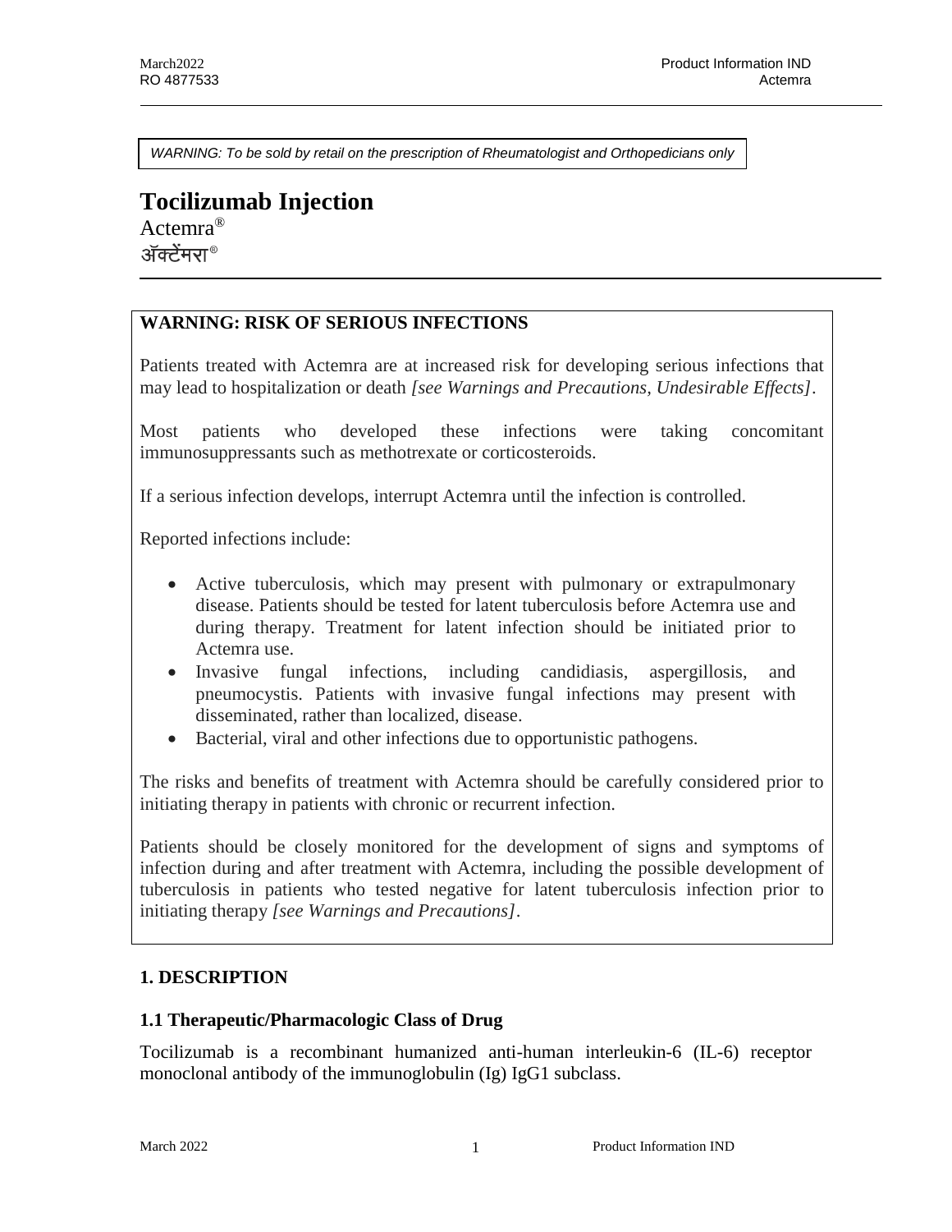WARNING: *To be sold by retail on the prescription of Rheumatologist and Orthopedicians only*

# Tocilizumab Injection

Actemra®
ॲक्टेंमरा®

## WARNING: RISK OF SERIOUS INFECTIONS

Patients treated with Actemra are at increased risk for developing serious infections that may lead to hospitalization or death *[see Warnings and Precautions, Undesirable Effects]*.

Most patients who developed these infections were taking concomitant immunosuppressants such as methotrexate or corticosteroids.

If a serious infection develops, interrupt Actemra until the infection is controlled.

Reported infections include:

- Active tuberculosis, which may present with pulmonary or extrapulmonary disease. Patients should be tested for latent tuberculosis before Actemra use and during therapy. Treatment for latent infection should be initiated prior to Actemra use.
- Invasive fungal infections, including candidiasis, aspergillosis, and pneumocystis. Patients with invasive fungal infections may present with disseminated, rather than localized, disease.
- Bacterial, viral and other infections due to opportunistic pathogens.

The risks and benefits of treatment with Actemra should be carefully considered prior to initiating therapy in patients with chronic or recurrent infection.

Patients should be closely monitored for the development of signs and symptoms of infection during and after treatment with Actemra, including the possible development of tuberculosis in patients who tested negative for latent tuberculosis infection prior to initiating therapy *[see Warnings and Precautions]*.

## 1. DESCRIPTION

### 1.1 Therapeutic/Pharmacologic Class of Drug

Tocilizumab is a recombinant humanized anti-human interleukin-6 (IL-6) receptor monoclonal antibody of the immunoglobulin (Ig) IgG1 subclass.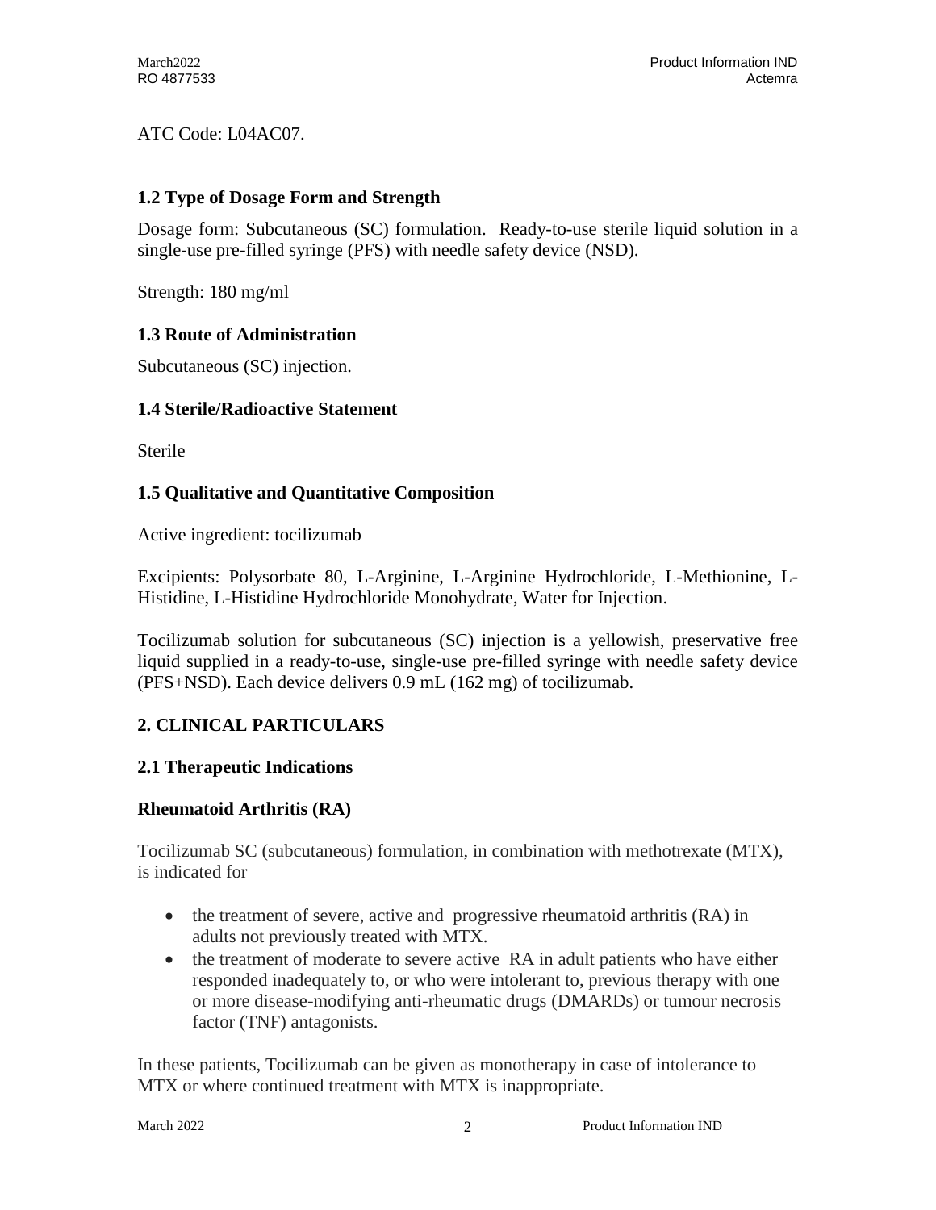ATC Code: L04AC07.

### 1.2 Type of Dosage Form and Strength

Dosage form: Subcutaneous (SC) formulation. Ready-to-use sterile liquid solution in a single-use pre-filled syringe (PFS) with needle safety device (NSD).

Strength: 180 mg/ml

### 1.3 Route of Administration

Subcutaneous (SC) injection.

### 1.4 Sterile/Radioactive Statement

Sterile

### 1.5 Qualitative and Quantitative Composition

Active ingredient: tocilizumab

Excipients: Polysorbate 80, L-Arginine, L-Arginine Hydrochloride, L-Methionine, L-Histidine, L-Histidine Hydrochloride Monohydrate, Water for Injection.

Tocilizumab solution for subcutaneous (SC) injection is a yellowish, preservative free liquid supplied in a ready-to-use, single-use pre-filled syringe with needle safety device (PFS+NSD). Each device delivers 0.9 mL (162 mg) of tocilizumab.

## 2. CLINICAL PARTICULARS

### 2.1 Therapeutic Indications

#### Rheumatoid Arthritis (RA)

Tocilizumab SC (subcutaneous) formulation, in combination with methotrexate (MTX), is indicated for

- the treatment of severe, active and progressive rheumatoid arthritis (RA) in adults not previously treated with MTX.
- the treatment of moderate to severe active RA in adult patients who have either responded inadequately to, or who were intolerant to, previous therapy with one or more disease-modifying anti-rheumatic drugs (DMARDs) or tumour necrosis factor (TNF) antagonists.

In these patients, Tocilizumab can be given as monotherapy in case of intolerance to MTX or where continued treatment with MTX is inappropriate.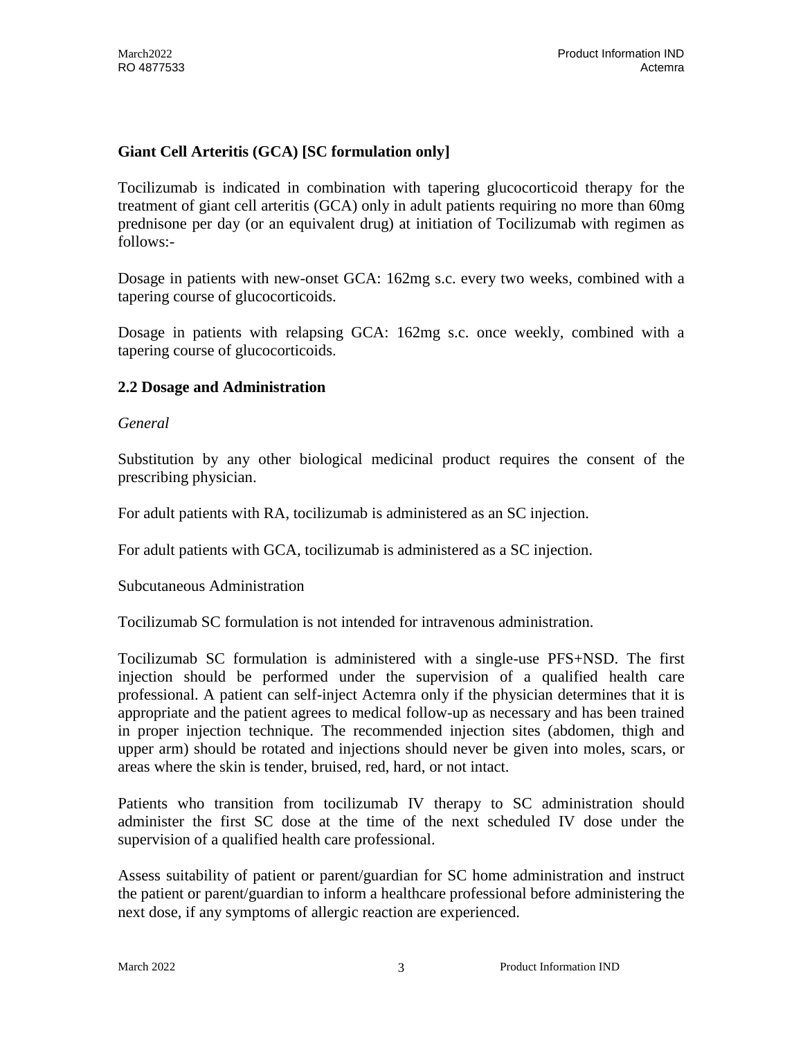### Giant Cell Arteritis (GCA) [SC formulation only]

Tocilizumab is indicated in combination with tapering glucocorticoid therapy for the treatment of giant cell arteritis (GCA) only in adult patients requiring no more than 60mg prednisone per day (or an equivalent drug) at initiation of Tocilizumab with regimen as follows:-

Dosage in patients with new-onset GCA: 162mg s.c. every two weeks, combined with a tapering course of glucocorticoids.

Dosage in patients with relapsing GCA: 162mg s.c. once weekly, combined with a tapering course of glucocorticoids.

### 2.2 Dosage and Administration

*General*

Substitution by any other biological medicinal product requires the consent of the prescribing physician.

For adult patients with RA, tocilizumab is administered as an SC injection.

For adult patients with GCA, tocilizumab is administered as a SC injection.

Subcutaneous Administration

Tocilizumab SC formulation is not intended for intravenous administration.

Tocilizumab SC formulation is administered with a single-use PFS+NSD. The first injection should be performed under the supervision of a qualified health care professional. A patient can self-inject Actemra only if the physician determines that it is appropriate and the patient agrees to medical follow-up as necessary and has been trained in proper injection technique. The recommended injection sites (abdomen, thigh and upper arm) should be rotated and injections should never be given into moles, scars, or areas where the skin is tender, bruised, red, hard, or not intact.

Patients who transition from tocilizumab IV therapy to SC administration should administer the first SC dose at the time of the next scheduled IV dose under the supervision of a qualified health care professional.

Assess suitability of patient or parent/guardian for SC home administration and instruct the patient or parent/guardian to inform a healthcare professional before administering the next dose, if any symptoms of allergic reaction are experienced.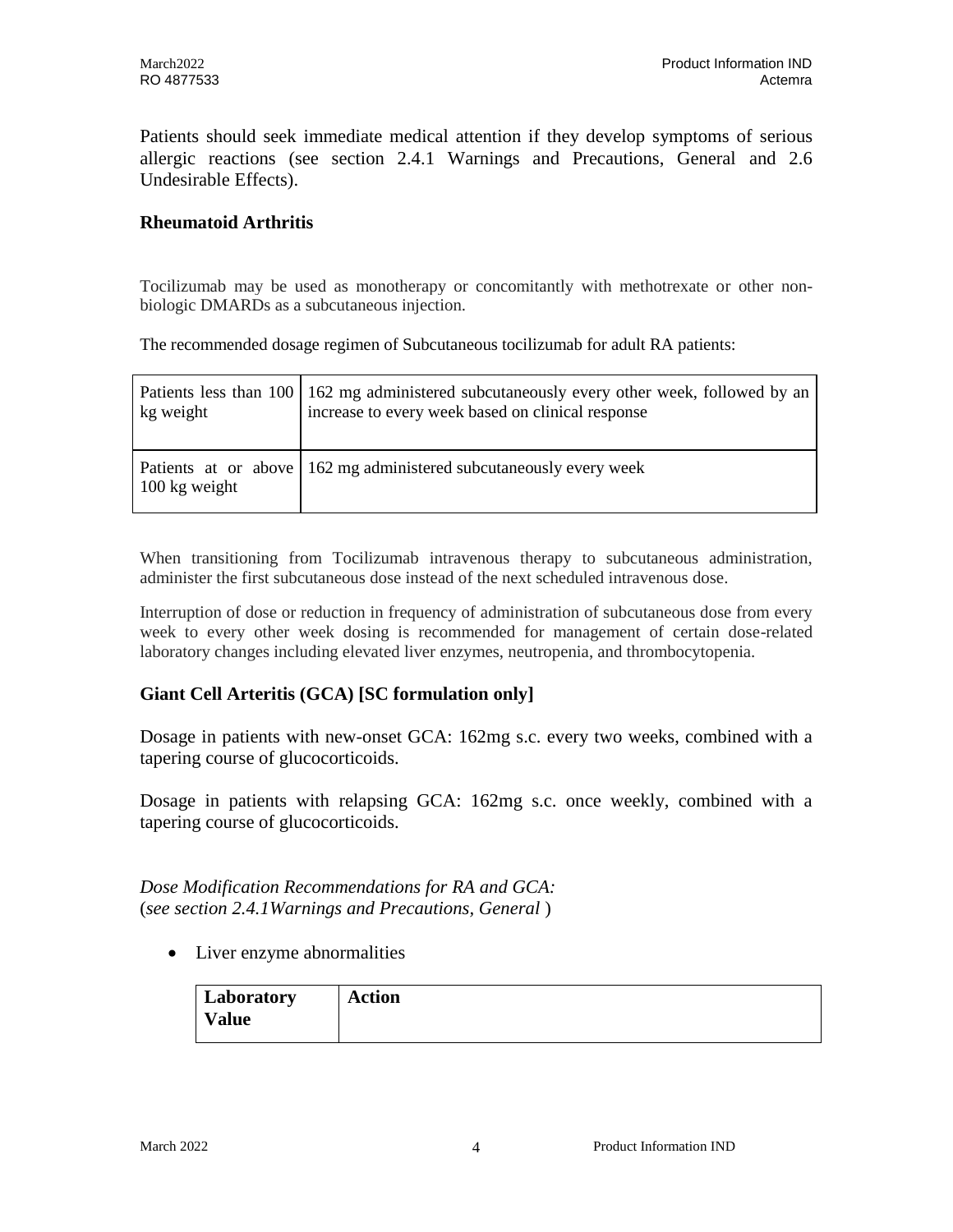Patients should seek immediate medical attention if they develop symptoms of serious allergic reactions (see section 2.4.1 Warnings and Precautions, General and 2.6 Undesirable Effects).

### Rheumatoid Arthritis

Tocilizumab may be used as monotherapy or concomitantly with methotrexate or other non-biologic DMARDs as a subcutaneous injection.

The recommended dosage regimen of Subcutaneous tocilizumab for adult RA patients:

| | |
|---|---|
| Patients less than 100 kg weight | 162 mg administered subcutaneously every other week, followed by an increase to every week based on clinical response |
| Patients at or above 100 kg weight | 162 mg administered subcutaneously every week |

When transitioning from Tocilizumab intravenous therapy to subcutaneous administration, administer the first subcutaneous dose instead of the next scheduled intravenous dose.

Interruption of dose or reduction in frequency of administration of subcutaneous dose from every week to every other week dosing is recommended for management of certain dose-related laboratory changes including elevated liver enzymes, neutropenia, and thrombocytopenia.

### Giant Cell Arteritis (GCA) [SC formulation only]

Dosage in patients with new-onset GCA: 162mg s.c. every two weeks, combined with a tapering course of glucocorticoids.

Dosage in patients with relapsing GCA: 162mg s.c. once weekly, combined with a tapering course of glucocorticoids.

*Dose Modification Recommendations for RA and GCA:*
(*see section 2.4.1Warnings and Precautions, General* )

- Liver enzyme abnormalities

| Laboratory Value | Action |
|---|---|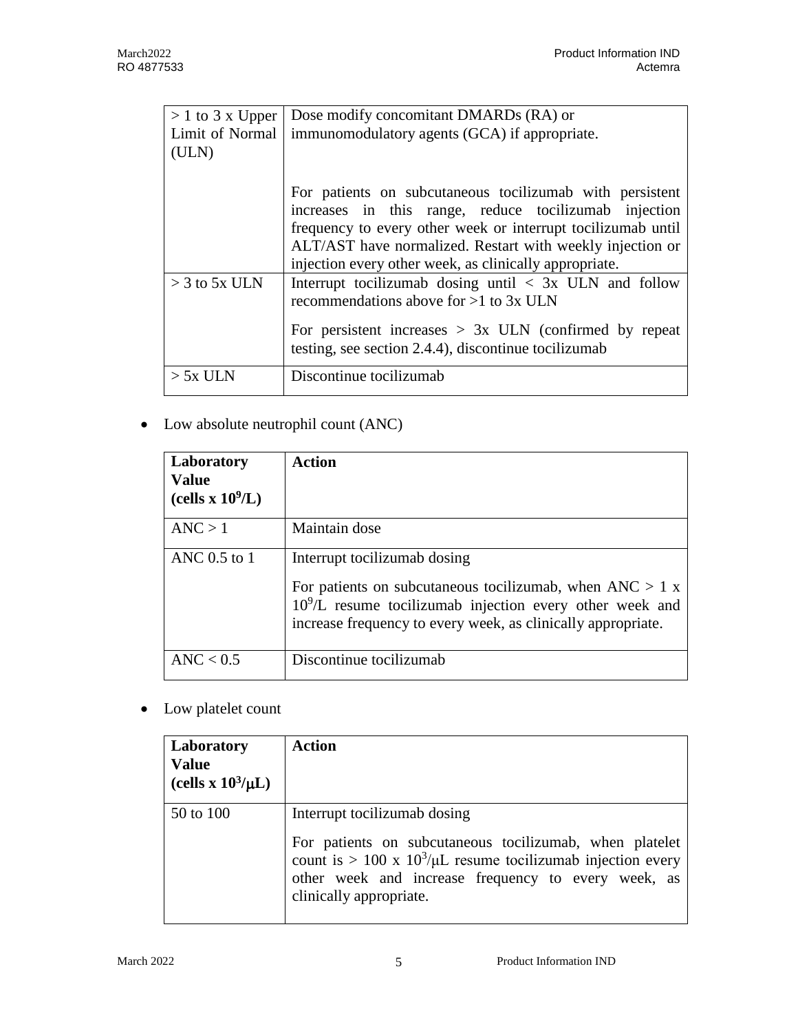| | |
|---|---|
| > 1 to 3 x Upper Limit of Normal (ULN) | Dose modify concomitant DMARDs (RA) or immunomodulatory agents (GCA) if appropriate.<br><br>For patients on subcutaneous tocilizumab with persistent increases in this range, reduce tocilizumab injection frequency to every other week or interrupt tocilizumab until ALT/AST have normalized. Restart with weekly injection or injection every other week, as clinically appropriate. |
| > 3 to 5x ULN | Interrupt tocilizumab dosing until < 3x ULN and follow recommendations above for >1 to 3x ULN<br><br>For persistent increases > 3x ULN (confirmed by repeat testing, see section 2.4.4), discontinue tocilizumab |
| > 5x ULN | Discontinue tocilizumab |

- Low absolute neutrophil count (ANC)

| **Laboratory Value (cells x $10^9$/L)** | **Action** |
|---|---|
| ANC > 1 | Maintain dose |
| ANC 0.5 to 1 | Interrupt tocilizumab dosing<br><br>For patients on subcutaneous tocilizumab, when ANC > 1 x $10^9$/L resume tocilizumab injection every other week and increase frequency to every week, as clinically appropriate. |
| ANC < 0.5 | Discontinue tocilizumab |

- Low platelet count

| **Laboratory Value (cells x $10^3$/μL)** | **Action** |
|---|---|
| 50 to 100 | Interrupt tocilizumab dosing<br><br>For patients on subcutaneous tocilizumab, when platelet count is > 100 x $10^3$/μL resume tocilizumab injection every other week and increase frequency to every week, as clinically appropriate. |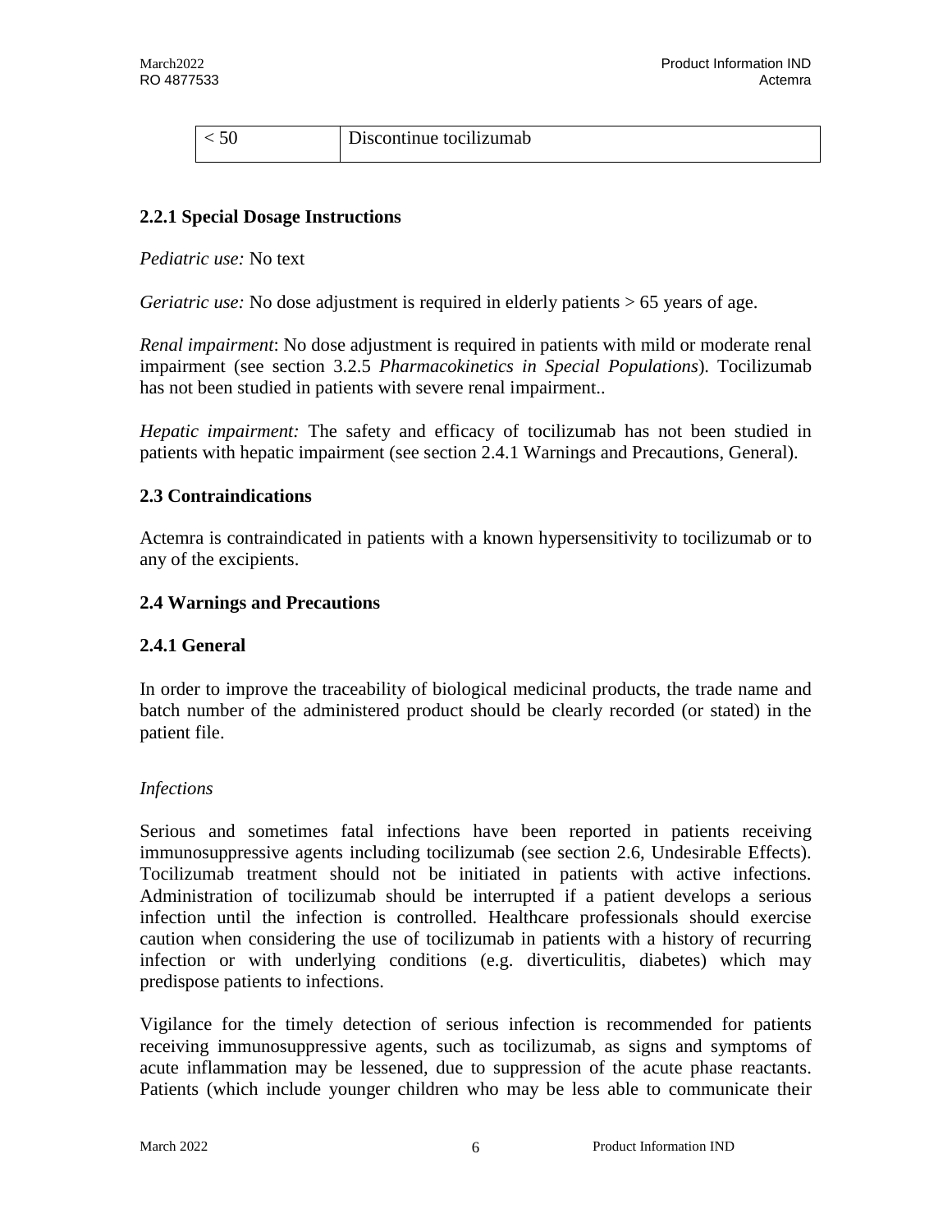| | |
|---|---|
| < 50 | Discontinue tocilizumab |

### 2.2.1 Special Dosage Instructions

*Pediatric use:* No text

*Geriatric use:* No dose adjustment is required in elderly patients > 65 years of age.

*Renal impairment*: No dose adjustment is required in patients with mild or moderate renal impairment (see section 3.2.5 *Pharmacokinetics in Special Populations*). Tocilizumab has not been studied in patients with severe renal impairment..

*Hepatic impairment:* The safety and efficacy of tocilizumab has not been studied in patients with hepatic impairment (see section 2.4.1 Warnings and Precautions, General).

## 2.3 Contraindications

Actemra is contraindicated in patients with a known hypersensitivity to tocilizumab or to any of the excipients.

## 2.4 Warnings and Precautions

### 2.4.1 General

In order to improve the traceability of biological medicinal products, the trade name and batch number of the administered product should be clearly recorded (or stated) in the patient file.

*Infections*

Serious and sometimes fatal infections have been reported in patients receiving immunosuppressive agents including tocilizumab (see section 2.6, Undesirable Effects). Tocilizumab treatment should not be initiated in patients with active infections. Administration of tocilizumab should be interrupted if a patient develops a serious infection until the infection is controlled. Healthcare professionals should exercise caution when considering the use of tocilizumab in patients with a history of recurring infection or with underlying conditions (e.g. diverticulitis, diabetes) which may predispose patients to infections.

Vigilance for the timely detection of serious infection is recommended for patients receiving immunosuppressive agents, such as tocilizumab, as signs and symptoms of acute inflammation may be lessened, due to suppression of the acute phase reactants. Patients (which include younger children who may be less able to communicate their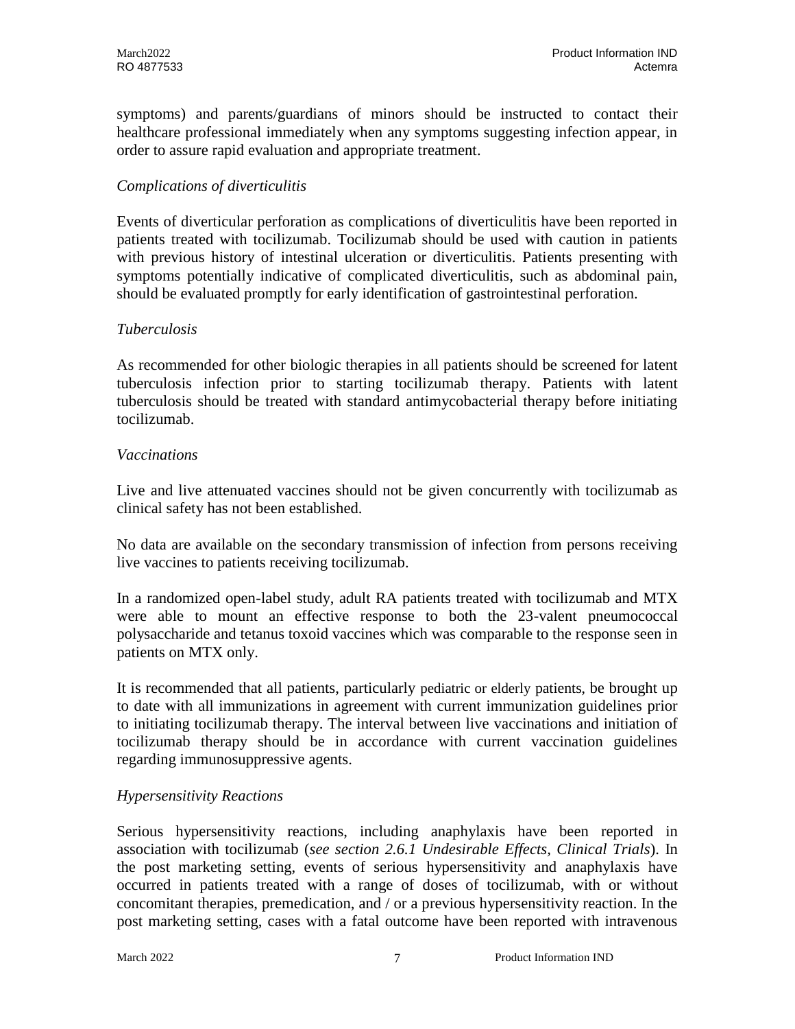symptoms) and parents/guardians of minors should be instructed to contact their healthcare professional immediately when any symptoms suggesting infection appear, in order to assure rapid evaluation and appropriate treatment.

*Complications of diverticulitis*

Events of diverticular perforation as complications of diverticulitis have been reported in patients treated with tocilizumab. Tocilizumab should be used with caution in patients with previous history of intestinal ulceration or diverticulitis. Patients presenting with symptoms potentially indicative of complicated diverticulitis, such as abdominal pain, should be evaluated promptly for early identification of gastrointestinal perforation.

*Tuberculosis*

As recommended for other biologic therapies in all patients should be screened for latent tuberculosis infection prior to starting tocilizumab therapy. Patients with latent tuberculosis should be treated with standard antimycobacterial therapy before initiating tocilizumab.

*Vaccinations*

Live and live attenuated vaccines should not be given concurrently with tocilizumab as clinical safety has not been established.

No data are available on the secondary transmission of infection from persons receiving live vaccines to patients receiving tocilizumab.

In a randomized open-label study, adult RA patients treated with tocilizumab and MTX were able to mount an effective response to both the 23-valent pneumococcal polysaccharide and tetanus toxoid vaccines which was comparable to the response seen in patients on MTX only.

It is recommended that all patients, particularly pediatric or elderly patients, be brought up to date with all immunizations in agreement with current immunization guidelines prior to initiating tocilizumab therapy. The interval between live vaccinations and initiation of tocilizumab therapy should be in accordance with current vaccination guidelines regarding immunosuppressive agents.

*Hypersensitivity Reactions*

Serious hypersensitivity reactions, including anaphylaxis have been reported in association with tocilizumab (*see section 2.6.1 Undesirable Effects, Clinical Trials*). In the post marketing setting, events of serious hypersensitivity and anaphylaxis have occurred in patients treated with a range of doses of tocilizumab, with or without concomitant therapies, premedication, and / or a previous hypersensitivity reaction. In the post marketing setting, cases with a fatal outcome have been reported with intravenous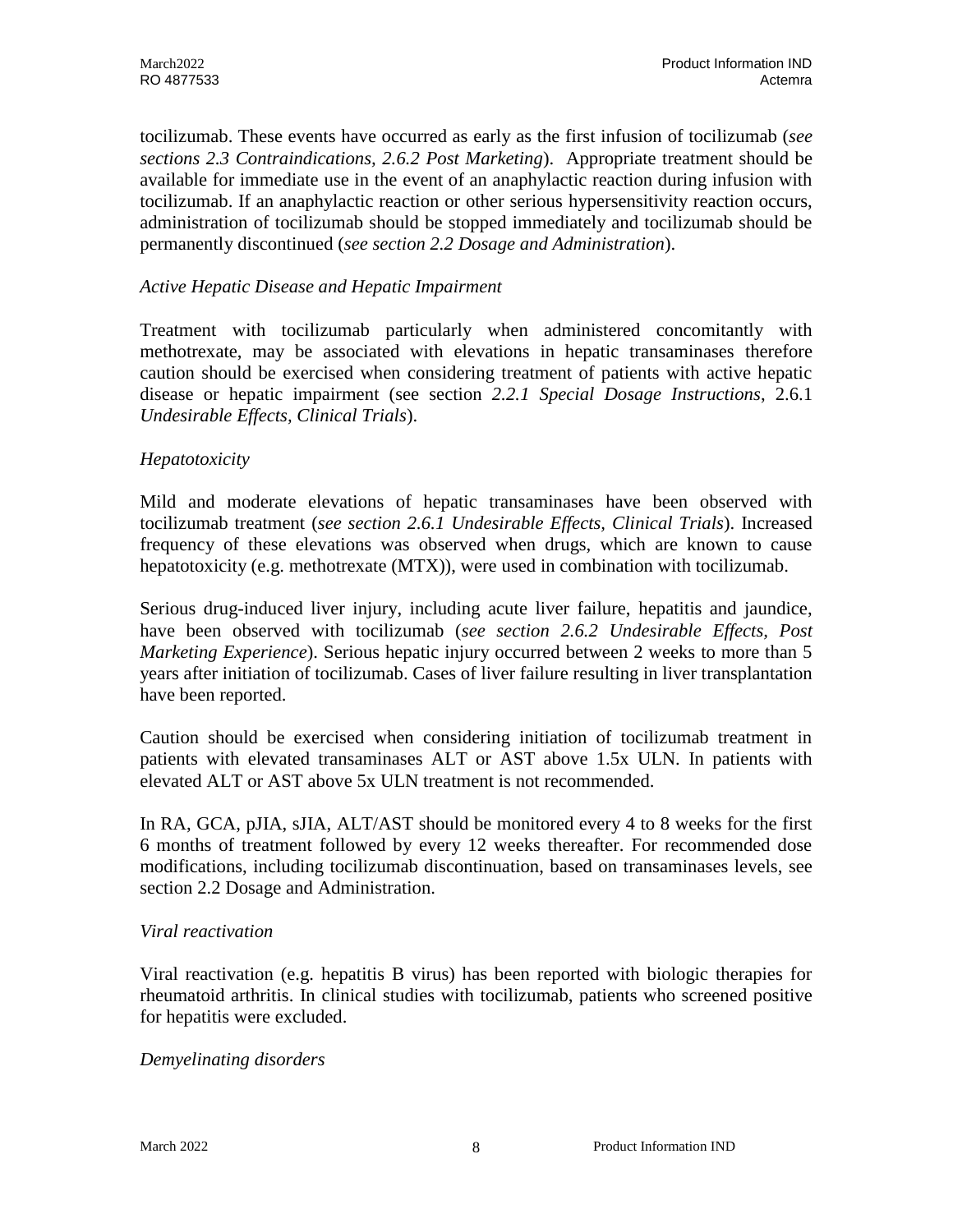tocilizumab. These events have occurred as early as the first infusion of tocilizumab (*see sections 2.3 Contraindications, 2.6.2 Post Marketing*). Appropriate treatment should be available for immediate use in the event of an anaphylactic reaction during infusion with tocilizumab. If an anaphylactic reaction or other serious hypersensitivity reaction occurs, administration of tocilizumab should be stopped immediately and tocilizumab should be permanently discontinued (*see section 2.2 Dosage and Administration*).

*Active Hepatic Disease and Hepatic Impairment*

Treatment with tocilizumab particularly when administered concomitantly with methotrexate, may be associated with elevations in hepatic transaminases therefore caution should be exercised when considering treatment of patients with active hepatic disease or hepatic impairment (see section *2.2.1 Special Dosage Instructions*, 2.6.1 *Undesirable Effects, Clinical Trials*).

*Hepatotoxicity*

Mild and moderate elevations of hepatic transaminases have been observed with tocilizumab treatment (*see section 2.6.1 Undesirable Effects, Clinical Trials*). Increased frequency of these elevations was observed when drugs, which are known to cause hepatotoxicity (e.g. methotrexate (MTX)), were used in combination with tocilizumab.

Serious drug-induced liver injury, including acute liver failure, hepatitis and jaundice, have been observed with tocilizumab (*see section 2.6.2 Undesirable Effects, Post Marketing Experience*). Serious hepatic injury occurred between 2 weeks to more than 5 years after initiation of tocilizumab. Cases of liver failure resulting in liver transplantation have been reported.

Caution should be exercised when considering initiation of tocilizumab treatment in patients with elevated transaminases ALT or AST above 1.5x ULN. In patients with elevated ALT or AST above 5x ULN treatment is not recommended.

In RA, GCA, pJIA, sJIA, ALT/AST should be monitored every 4 to 8 weeks for the first 6 months of treatment followed by every 12 weeks thereafter. For recommended dose modifications, including tocilizumab discontinuation, based on transaminases levels, see section 2.2 Dosage and Administration.

*Viral reactivation*

Viral reactivation (e.g. hepatitis B virus) has been reported with biologic therapies for rheumatoid arthritis. In clinical studies with tocilizumab, patients who screened positive for hepatitis were excluded.

*Demyelinating disorders*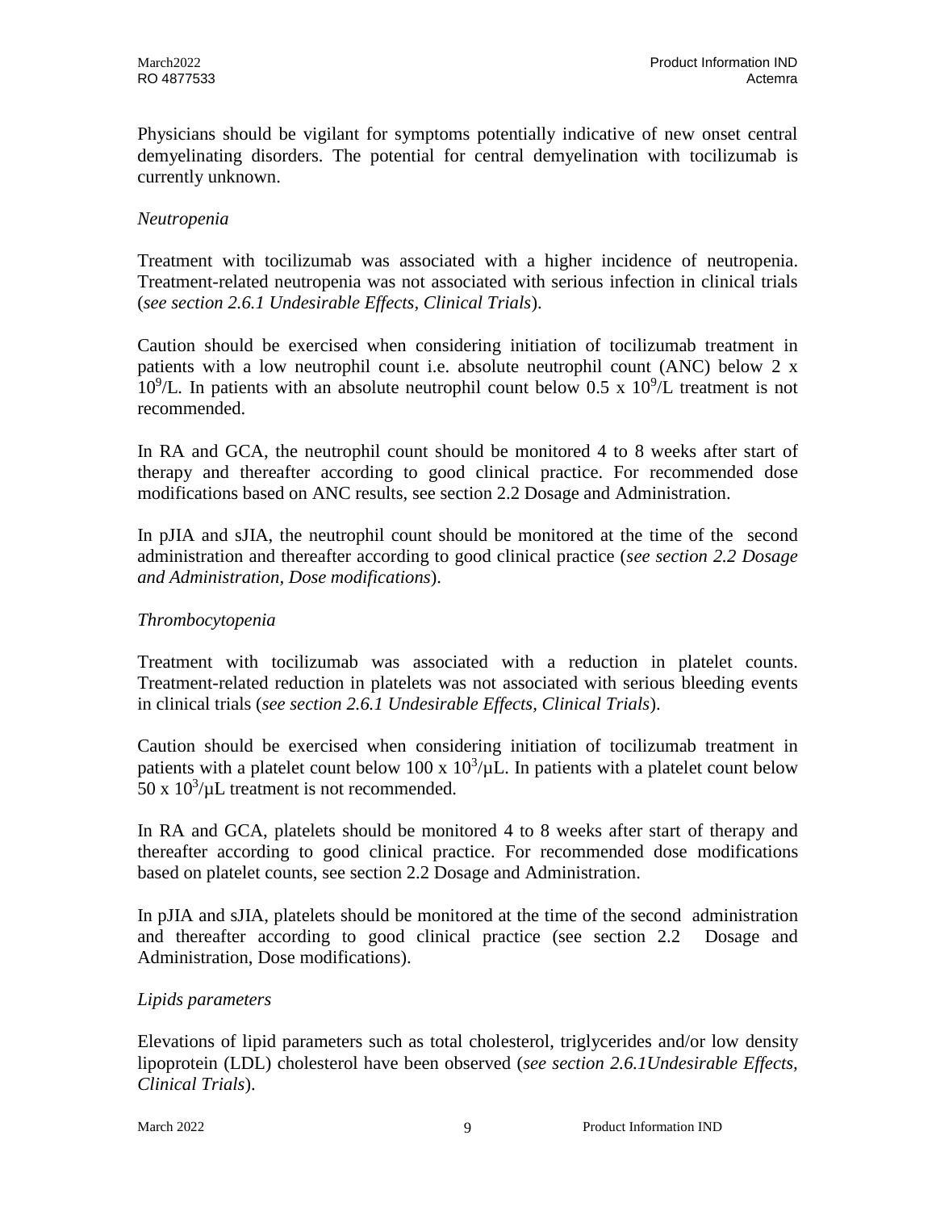Physicians should be vigilant for symptoms potentially indicative of new onset central demyelinating disorders. The potential for central demyelination with tocilizumab is currently unknown.

*Neutropenia*

Treatment with tocilizumab was associated with a higher incidence of neutropenia. Treatment-related neutropenia was not associated with serious infection in clinical trials (*see section 2.6.1 Undesirable Effects, Clinical Trials*).

Caution should be exercised when considering initiation of tocilizumab treatment in patients with a low neutrophil count i.e. absolute neutrophil count (ANC) below 2 x $10^9$/L. In patients with an absolute neutrophil count below 0.5 x $10^9$/L treatment is not recommended.

In RA and GCA, the neutrophil count should be monitored 4 to 8 weeks after start of therapy and thereafter according to good clinical practice. For recommended dose modifications based on ANC results, see section 2.2 Dosage and Administration.

In pJIA and sJIA, the neutrophil count should be monitored at the time of the second administration and thereafter according to good clinical practice (*see section 2.2 Dosage and Administration, Dose modifications*).

*Thrombocytopenia*

Treatment with tocilizumab was associated with a reduction in platelet counts. Treatment-related reduction in platelets was not associated with serious bleeding events in clinical trials (*see section 2.6.1 Undesirable Effects, Clinical Trials*).

Caution should be exercised when considering initiation of tocilizumab treatment in patients with a platelet count below 100 x $10^3$/µL. In patients with a platelet count below 50 x $10^3$/µL treatment is not recommended.

In RA and GCA, platelets should be monitored 4 to 8 weeks after start of therapy and thereafter according to good clinical practice. For recommended dose modifications based on platelet counts, see section 2.2 Dosage and Administration.

In pJIA and sJIA, platelets should be monitored at the time of the second administration and thereafter according to good clinical practice (see section 2.2 Dosage and Administration, Dose modifications).

*Lipids parameters*

Elevations of lipid parameters such as total cholesterol, triglycerides and/or low density lipoprotein (LDL) cholesterol have been observed (*see section 2.6.1Undesirable Effects, Clinical Trials*).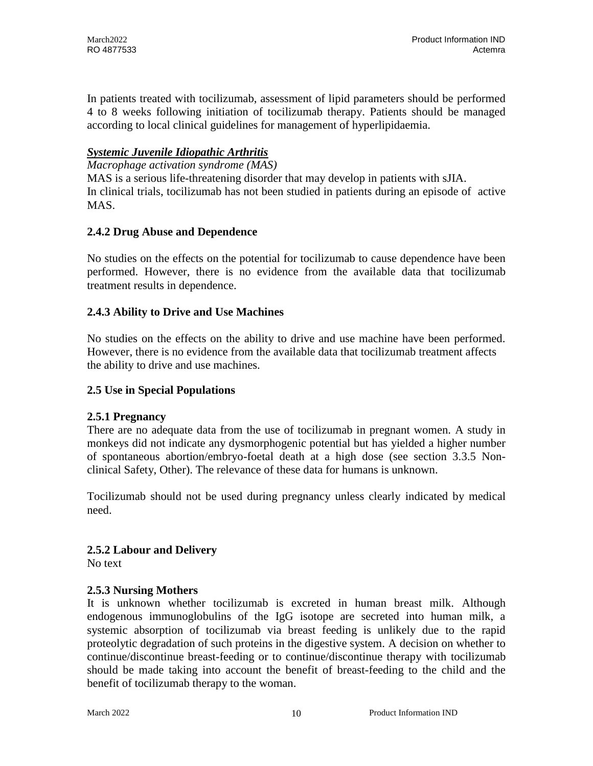In patients treated with tocilizumab, assessment of lipid parameters should be performed 4 to 8 weeks following initiation of tocilizumab therapy. Patients should be managed according to local clinical guidelines for management of hyperlipidaemia.

***Systemic Juvenile Idiopathic Arthritis***

*Macrophage activation syndrome (MAS)*

MAS is a serious life-threatening disorder that may develop in patients with sJIA. In clinical trials, tocilizumab has not been studied in patients during an episode of active MAS.

### 2.4.2 Drug Abuse and Dependence

No studies on the effects on the potential for tocilizumab to cause dependence have been performed. However, there is no evidence from the available data that tocilizumab treatment results in dependence.

### 2.4.3 Ability to Drive and Use Machines

No studies on the effects on the ability to drive and use machine have been performed. However, there is no evidence from the available data that tocilizumab treatment affects the ability to drive and use machines.

## 2.5 Use in Special Populations

### 2.5.1 Pregnancy

There are no adequate data from the use of tocilizumab in pregnant women. A study in monkeys did not indicate any dysmorphogenic potential but has yielded a higher number of spontaneous abortion/embryo-foetal death at a high dose (see section 3.3.5 Non-clinical Safety, Other). The relevance of these data for humans is unknown.

Tocilizumab should not be used during pregnancy unless clearly indicated by medical need.

### 2.5.2 Labour and Delivery

No text

### 2.5.3 Nursing Mothers

It is unknown whether tocilizumab is excreted in human breast milk. Although endogenous immunoglobulins of the IgG isotope are secreted into human milk, a systemic absorption of tocilizumab via breast feeding is unlikely due to the rapid proteolytic degradation of such proteins in the digestive system. A decision on whether to continue/discontinue breast-feeding or to continue/discontinue therapy with tocilizumab should be made taking into account the benefit of breast-feeding to the child and the benefit of tocilizumab therapy to the woman.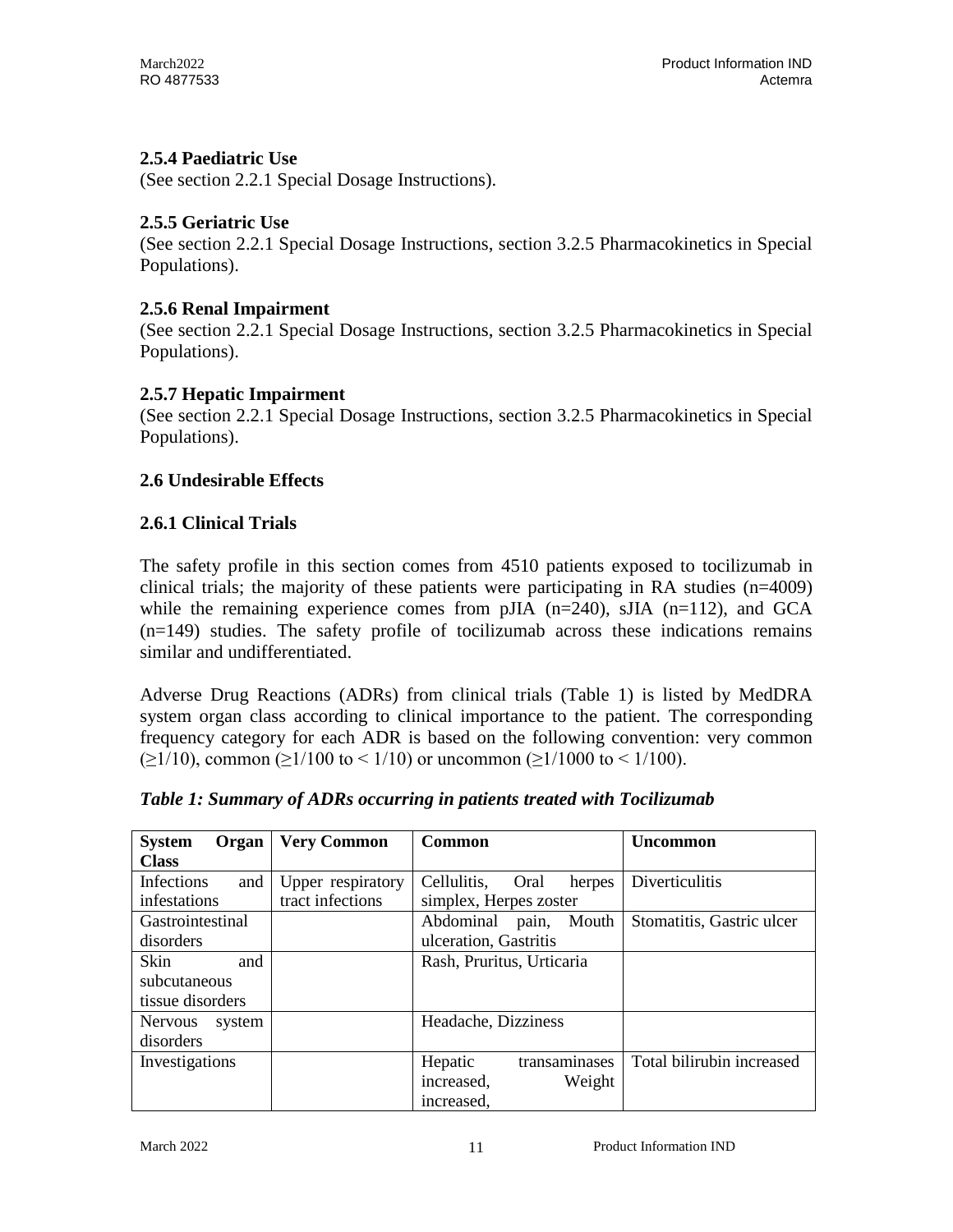### 2.5.4 Paediatric Use

(See section 2.2.1 Special Dosage Instructions).

### 2.5.5 Geriatric Use

(See section 2.2.1 Special Dosage Instructions, section 3.2.5 Pharmacokinetics in Special Populations).

### 2.5.6 Renal Impairment

(See section 2.2.1 Special Dosage Instructions, section 3.2.5 Pharmacokinetics in Special Populations).

### 2.5.7 Hepatic Impairment

(See section 2.2.1 Special Dosage Instructions, section 3.2.5 Pharmacokinetics in Special Populations).

## 2.6 Undesirable Effects

### 2.6.1 Clinical Trials

The safety profile in this section comes from 4510 patients exposed to tocilizumab in clinical trials; the majority of these patients were participating in RA studies (n=4009) while the remaining experience comes from pJIA (n=240), sJIA (n=112), and GCA (n=149) studies. The safety profile of tocilizumab across these indications remains similar and undifferentiated.

Adverse Drug Reactions (ADRs) from clinical trials (Table 1) is listed by MedDRA system organ class according to clinical importance to the patient. The corresponding frequency category for each ADR is based on the following convention: very common (≥1/10), common (≥1/100 to < 1/10) or uncommon (≥1/1000 to < 1/100).

***Table 1: Summary of ADRs occurring in patients treated with Tocilizumab***

| System Organ Class | Very Common | Common | Uncommon |
|---|---|---|---|
| Infections and infestations | Upper respiratory tract infections | Cellulitis, Oral herpes simplex, Herpes zoster | Diverticulitis |
| Gastrointestinal disorders | | Abdominal pain, Mouth ulceration, Gastritis | Stomatitis, Gastric ulcer |
| Skin and subcutaneous tissue disorders | | Rash, Pruritus, Urticaria | |
| Nervous system disorders | | Headache, Dizziness | |
| Investigations | | Hepatic transaminases increased, Weight increased, | Total bilirubin increased |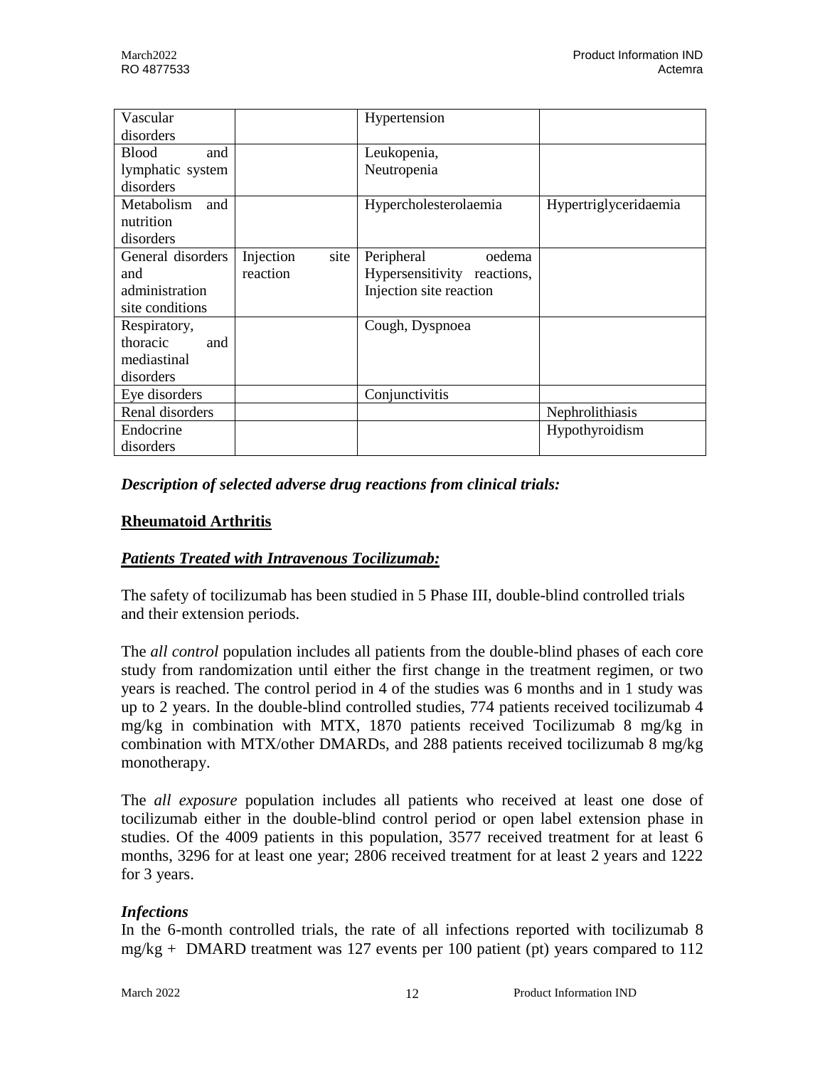| | | | |
|---|---|---|---|
| Vascular disorders | | Hypertension | |
| Blood and lymphatic system disorders | | Leukopenia, Neutropenia | |
| Metabolism and nutrition disorders | | Hypercholesterolaemia | Hypertriglyceridaemia |
| General disorders and administration site conditions | Injection site reaction | Peripheral oedema Hypersensitivity reactions, Injection site reaction | |
| Respiratory, thoracic and mediastinal disorders | | Cough, Dyspnoea | |
| Eye disorders | | Conjunctivitis | |
| Renal disorders | | | Nephrolithiasis |
| Endocrine disorders | | | Hypothyroidism |

***Description of selected adverse drug reactions from clinical trials:***

**Rheumatoid Arthritis**

***Patients Treated with Intravenous Tocilizumab:***

The safety of tocilizumab has been studied in 5 Phase III, double-blind controlled trials and their extension periods.

The *all control* population includes all patients from the double-blind phases of each core study from randomization until either the first change in the treatment regimen, or two years is reached. The control period in 4 of the studies was 6 months and in 1 study was up to 2 years. In the double-blind controlled studies, 774 patients received tocilizumab 4 mg/kg in combination with MTX, 1870 patients received Tocilizumab 8 mg/kg in combination with MTX/other DMARDs, and 288 patients received tocilizumab 8 mg/kg monotherapy.

The *all exposure* population includes all patients who received at least one dose of tocilizumab either in the double-blind control period or open label extension phase in studies. Of the 4009 patients in this population, 3577 received treatment for at least 6 months, 3296 for at least one year; 2806 received treatment for at least 2 years and 1222 for 3 years.

***Infections***

In the 6-month controlled trials, the rate of all infections reported with tocilizumab 8 mg/kg + DMARD treatment was 127 events per 100 patient (pt) years compared to 112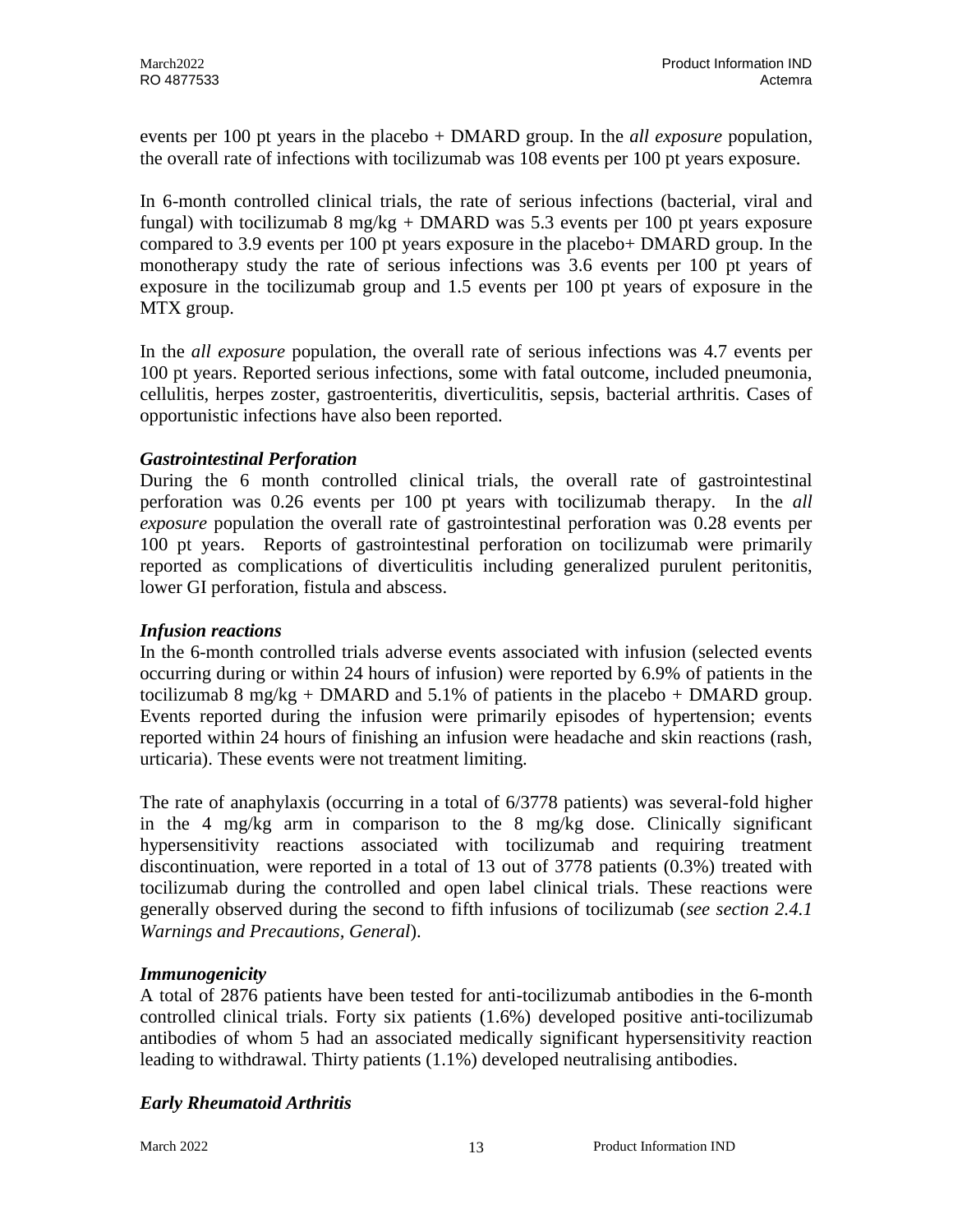events per 100 pt years in the placebo + DMARD group. In the *all exposure* population, the overall rate of infections with tocilizumab was 108 events per 100 pt years exposure.

In 6-month controlled clinical trials, the rate of serious infections (bacterial, viral and fungal) with tocilizumab 8 mg/kg + DMARD was 5.3 events per 100 pt years exposure compared to 3.9 events per 100 pt years exposure in the placebo+ DMARD group. In the monotherapy study the rate of serious infections was 3.6 events per 100 pt years of exposure in the tocilizumab group and 1.5 events per 100 pt years of exposure in the MTX group.

In the *all exposure* population, the overall rate of serious infections was 4.7 events per 100 pt years. Reported serious infections, some with fatal outcome, included pneumonia, cellulitis, herpes zoster, gastroenteritis, diverticulitis, sepsis, bacterial arthritis. Cases of opportunistic infections have also been reported.

***Gastrointestinal Perforation***

During the 6 month controlled clinical trials, the overall rate of gastrointestinal perforation was 0.26 events per 100 pt years with tocilizumab therapy. In the *all exposure* population the overall rate of gastrointestinal perforation was 0.28 events per 100 pt years. Reports of gastrointestinal perforation on tocilizumab were primarily reported as complications of diverticulitis including generalized purulent peritonitis, lower GI perforation, fistula and abscess.

***Infusion reactions***

In the 6-month controlled trials adverse events associated with infusion (selected events occurring during or within 24 hours of infusion) were reported by 6.9% of patients in the tocilizumab 8 mg/kg + DMARD and 5.1% of patients in the placebo + DMARD group. Events reported during the infusion were primarily episodes of hypertension; events reported within 24 hours of finishing an infusion were headache and skin reactions (rash, urticaria). These events were not treatment limiting.

The rate of anaphylaxis (occurring in a total of 6/3778 patients) was several-fold higher in the 4 mg/kg arm in comparison to the 8 mg/kg dose. Clinically significant hypersensitivity reactions associated with tocilizumab and requiring treatment discontinuation, were reported in a total of 13 out of 3778 patients (0.3%) treated with tocilizumab during the controlled and open label clinical trials. These reactions were generally observed during the second to fifth infusions of tocilizumab (*see section 2.4.1 Warnings and Precautions, General*).

***Immunogenicity***

A total of 2876 patients have been tested for anti-tocilizumab antibodies in the 6-month controlled clinical trials. Forty six patients (1.6%) developed positive anti-tocilizumab antibodies of whom 5 had an associated medically significant hypersensitivity reaction leading to withdrawal. Thirty patients (1.1%) developed neutralising antibodies.

***Early Rheumatoid Arthritis***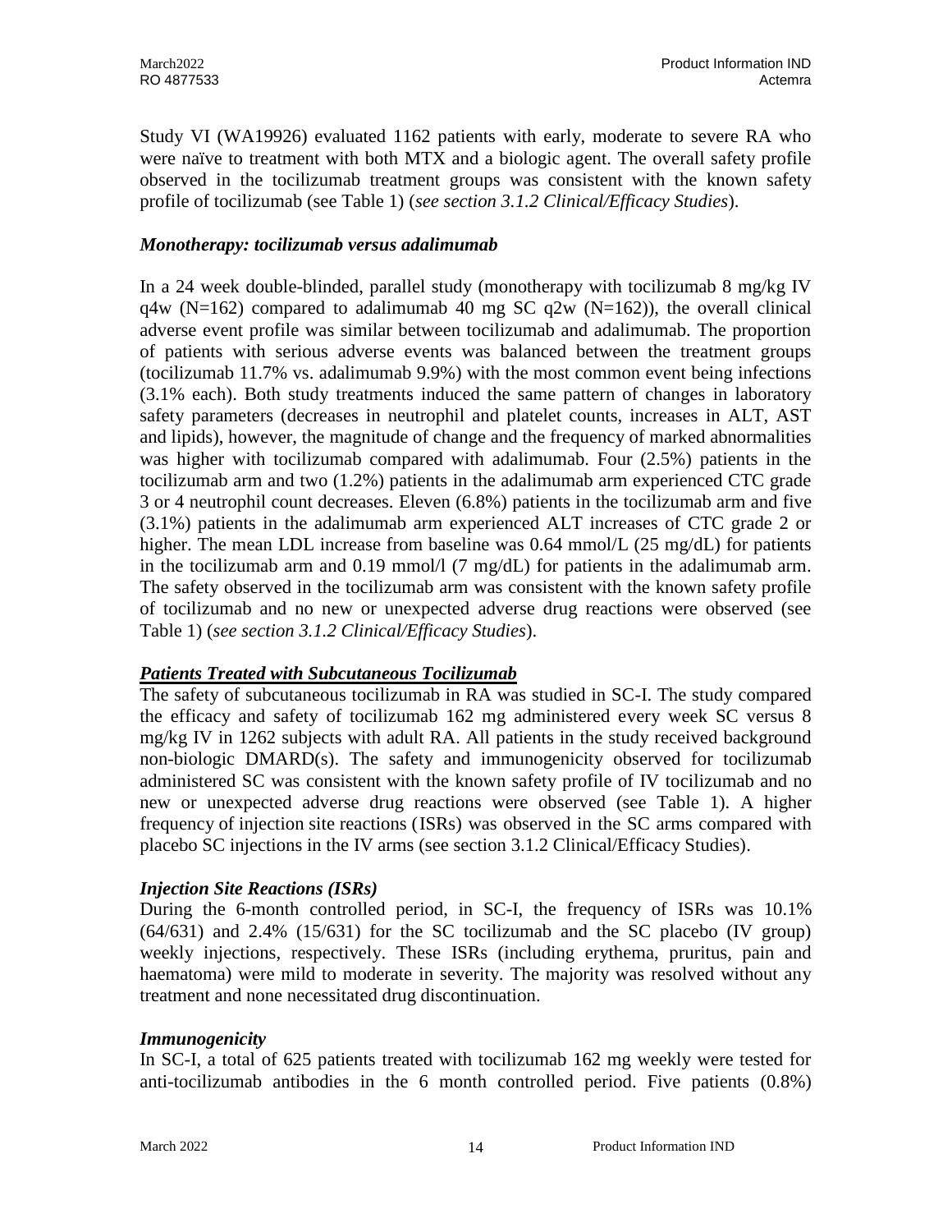Study VI (WA19926) evaluated 1162 patients with early, moderate to severe RA who were naïve to treatment with both MTX and a biologic agent. The overall safety profile observed in the tocilizumab treatment groups was consistent with the known safety profile of tocilizumab (see Table 1) (*see section 3.1.2 Clinical/Efficacy Studies*).

***Monotherapy: tocilizumab versus adalimumab***

In a 24 week double-blinded, parallel study (monotherapy with tocilizumab 8 mg/kg IV q4w (N=162) compared to adalimumab 40 mg SC q2w (N=162)), the overall clinical adverse event profile was similar between tocilizumab and adalimumab. The proportion of patients with serious adverse events was balanced between the treatment groups (tocilizumab 11.7% vs. adalimumab 9.9%) with the most common event being infections (3.1% each). Both study treatments induced the same pattern of changes in laboratory safety parameters (decreases in neutrophil and platelet counts, increases in ALT, AST and lipids), however, the magnitude of change and the frequency of marked abnormalities was higher with tocilizumab compared with adalimumab. Four (2.5%) patients in the tocilizumab arm and two (1.2%) patients in the adalimumab arm experienced CTC grade 3 or 4 neutrophil count decreases. Eleven (6.8%) patients in the tocilizumab arm and five (3.1%) patients in the adalimumab arm experienced ALT increases of CTC grade 2 or higher. The mean LDL increase from baseline was 0.64 mmol/L (25 mg/dL) for patients in the tocilizumab arm and 0.19 mmol/l (7 mg/dL) for patients in the adalimumab arm. The safety observed in the tocilizumab arm was consistent with the known safety profile of tocilizumab and no new or unexpected adverse drug reactions were observed (see Table 1) (*see section 3.1.2 Clinical/Efficacy Studies*).

***<u>Patients Treated with Subcutaneous Tocilizumab</u>***

The safety of subcutaneous tocilizumab in RA was studied in SC-I. The study compared the efficacy and safety of tocilizumab 162 mg administered every week SC versus 8 mg/kg IV in 1262 subjects with adult RA. All patients in the study received background non-biologic DMARD(s). The safety and immunogenicity observed for tocilizumab administered SC was consistent with the known safety profile of IV tocilizumab and no new or unexpected adverse drug reactions were observed (see Table 1). A higher frequency of injection site reactions (ISRs) was observed in the SC arms compared with placebo SC injections in the IV arms (see section 3.1.2 Clinical/Efficacy Studies).

***Injection Site Reactions (ISRs)***

During the 6-month controlled period, in SC-I, the frequency of ISRs was 10.1% (64/631) and 2.4% (15/631) for the SC tocilizumab and the SC placebo (IV group) weekly injections, respectively. These ISRs (including erythema, pruritus, pain and haematoma) were mild to moderate in severity. The majority was resolved without any treatment and none necessitated drug discontinuation.

***Immunogenicity***

In SC-I, a total of 625 patients treated with tocilizumab 162 mg weekly were tested for anti-tocilizumab antibodies in the 6 month controlled period. Five patients (0.8%)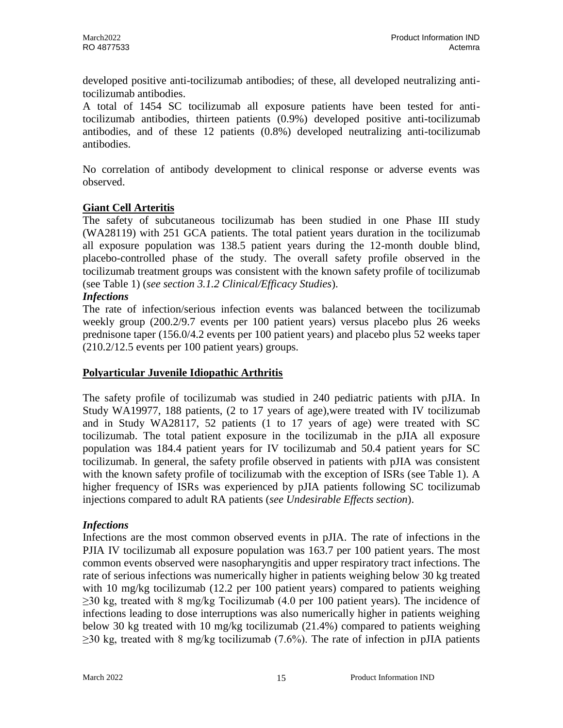developed positive anti-tocilizumab antibodies; of these, all developed neutralizing anti-tocilizumab antibodies.

A total of 1454 SC tocilizumab all exposure patients have been tested for anti-tocilizumab antibodies, thirteen patients (0.9%) developed positive anti-tocilizumab antibodies, and of these 12 patients (0.8%) developed neutralizing anti-tocilizumab antibodies.

No correlation of antibody development to clinical response or adverse events was observed.

**Giant Cell Arteritis**

The safety of subcutaneous tocilizumab has been studied in one Phase III study (WA28119) with 251 GCA patients. The total patient years duration in the tocilizumab all exposure population was 138.5 patient years during the 12-month double blind, placebo-controlled phase of the study. The overall safety profile observed in the tocilizumab treatment groups was consistent with the known safety profile of tocilizumab (see Table 1) (*see section 3.1.2 Clinical/Efficacy Studies*).

***Infections***

The rate of infection/serious infection events was balanced between the tocilizumab weekly group (200.2/9.7 events per 100 patient years) versus placebo plus 26 weeks prednisone taper (156.0/4.2 events per 100 patient years) and placebo plus 52 weeks taper (210.2/12.5 events per 100 patient years) groups.

**Polyarticular Juvenile Idiopathic Arthritis**

The safety profile of tocilizumab was studied in 240 pediatric patients with pJIA. In Study WA19977, 188 patients, (2 to 17 years of age),were treated with IV tocilizumab and in Study WA28117, 52 patients (1 to 17 years of age) were treated with SC tocilizumab. The total patient exposure in the tocilizumab in the pJIA all exposure population was 184.4 patient years for IV tocilizumab and 50.4 patient years for SC tocilizumab. In general, the safety profile observed in patients with pJIA was consistent with the known safety profile of tocilizumab with the exception of ISRs (see Table 1). A higher frequency of ISRs was experienced by pJIA patients following SC tocilizumab injections compared to adult RA patients (*see Undesirable Effects section*).

***Infections***

Infections are the most common observed events in pJIA. The rate of infections in the PJIA IV tocilizumab all exposure population was 163.7 per 100 patient years. The most common events observed were nasopharyngitis and upper respiratory tract infections. The rate of serious infections was numerically higher in patients weighing below 30 kg treated with 10 mg/kg tocilizumab (12.2 per 100 patient years) compared to patients weighing ≥30 kg, treated with 8 mg/kg Tocilizumab (4.0 per 100 patient years). The incidence of infections leading to dose interruptions was also numerically higher in patients weighing below 30 kg treated with 10 mg/kg tocilizumab (21.4%) compared to patients weighing ≥30 kg, treated with 8 mg/kg tocilizumab (7.6%). The rate of infection in pJIA patients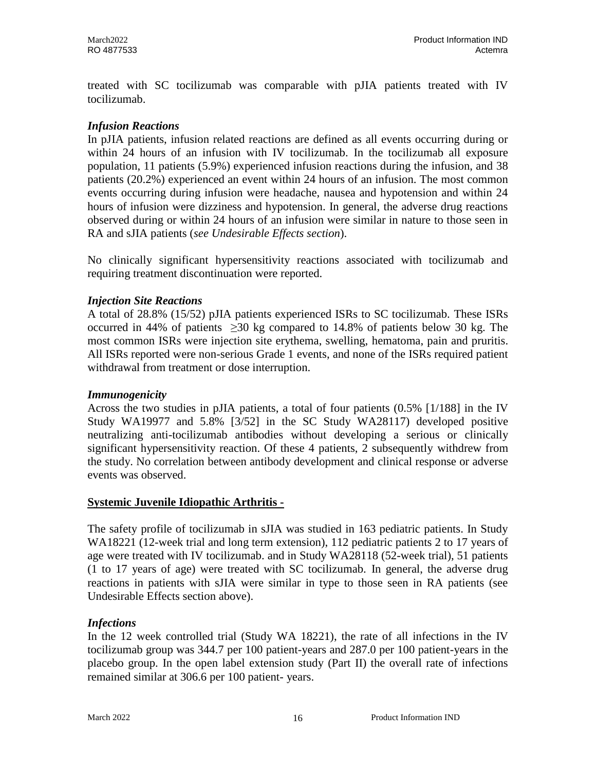treated with SC tocilizumab was comparable with pJIA patients treated with IV tocilizumab.

### *Infusion Reactions*

In pJIA patients, infusion related reactions are defined as all events occurring during or within 24 hours of an infusion with IV tocilizumab. In the tocilizumab all exposure population, 11 patients (5.9%) experienced infusion reactions during the infusion, and 38 patients (20.2%) experienced an event within 24 hours of an infusion. The most common events occurring during infusion were headache, nausea and hypotension and within 24 hours of infusion were dizziness and hypotension. In general, the adverse drug reactions observed during or within 24 hours of an infusion were similar in nature to those seen in RA and sJIA patients (*see Undesirable Effects section*).

No clinically significant hypersensitivity reactions associated with tocilizumab and requiring treatment discontinuation were reported.

### *Injection Site Reactions*

A total of 28.8% (15/52) pJIA patients experienced ISRs to SC tocilizumab. These ISRs occurred in 44% of patients $\geq$30 kg compared to 14.8% of patients below 30 kg. The most common ISRs were injection site erythema, swelling, hematoma, pain and pruritis. All ISRs reported were non-serious Grade 1 events, and none of the ISRs required patient withdrawal from treatment or dose interruption.

### *Immunogenicity*

Across the two studies in pJIA patients, a total of four patients (0.5% [1/188] in the IV Study WA19977 and 5.8% [3/52] in the SC Study WA28117) developed positive neutralizing anti-tocilizumab antibodies without developing a serious or clinically significant hypersensitivity reaction. Of these 4 patients, 2 subsequently withdrew from the study. No correlation between antibody development and clinical response or adverse events was observed.

## **Systemic Juvenile Idiopathic Arthritis -**

The safety profile of tocilizumab in sJIA was studied in 163 pediatric patients. In Study WA18221 (12-week trial and long term extension), 112 pediatric patients 2 to 17 years of age were treated with IV tocilizumab. and in Study WA28118 (52-week trial), 51 patients (1 to 17 years of age) were treated with SC tocilizumab. In general, the adverse drug reactions in patients with sJIA were similar in type to those seen in RA patients (see Undesirable Effects section above).

### *Infections*

In the 12 week controlled trial (Study WA 18221), the rate of all infections in the IV tocilizumab group was 344.7 per 100 patient-years and 287.0 per 100 patient-years in the placebo group. In the open label extension study (Part II) the overall rate of infections remained similar at 306.6 per 100 patient- years.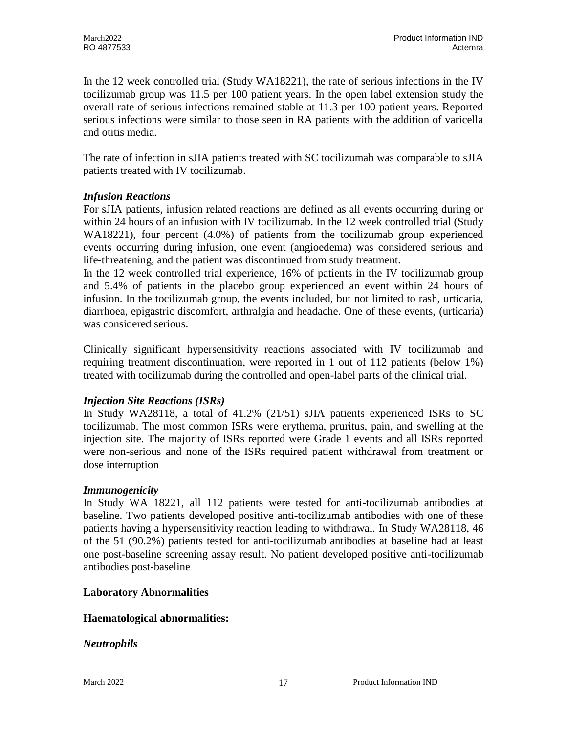In the 12 week controlled trial (Study WA18221), the rate of serious infections in the IV tocilizumab group was 11.5 per 100 patient years. In the open label extension study the overall rate of serious infections remained stable at 11.3 per 100 patient years. Reported serious infections were similar to those seen in RA patients with the addition of varicella and otitis media.

The rate of infection in sJIA patients treated with SC tocilizumab was comparable to sJIA patients treated with IV tocilizumab.

***Infusion Reactions***

For sJIA patients, infusion related reactions are defined as all events occurring during or within 24 hours of an infusion with IV tocilizumab. In the 12 week controlled trial (Study WA18221), four percent (4.0%) of patients from the tocilizumab group experienced events occurring during infusion, one event (angioedema) was considered serious and life-threatening, and the patient was discontinued from study treatment.

In the 12 week controlled trial experience, 16% of patients in the IV tocilizumab group and 5.4% of patients in the placebo group experienced an event within 24 hours of infusion. In the tocilizumab group, the events included, but not limited to rash, urticaria, diarrhoea, epigastric discomfort, arthralgia and headache. One of these events, (urticaria) was considered serious.

Clinically significant hypersensitivity reactions associated with IV tocilizumab and requiring treatment discontinuation, were reported in 1 out of 112 patients (below 1%) treated with tocilizumab during the controlled and open-label parts of the clinical trial.

***Injection Site Reactions (ISRs)***

In Study WA28118, a total of 41.2% (21/51) sJIA patients experienced ISRs to SC tocilizumab. The most common ISRs were erythema, pruritus, pain, and swelling at the injection site. The majority of ISRs reported were Grade 1 events and all ISRs reported were non-serious and none of the ISRs required patient withdrawal from treatment or dose interruption

***Immunogenicity***

In Study WA 18221, all 112 patients were tested for anti-tocilizumab antibodies at baseline. Two patients developed positive anti-tocilizumab antibodies with one of these patients having a hypersensitivity reaction leading to withdrawal. In Study WA28118, 46 of the 51 (90.2%) patients tested for anti-tocilizumab antibodies at baseline had at least one post-baseline screening assay result. No patient developed positive anti-tocilizumab antibodies post-baseline

**Laboratory Abnormalities**

**Haematological abnormalities:**

***Neutrophils***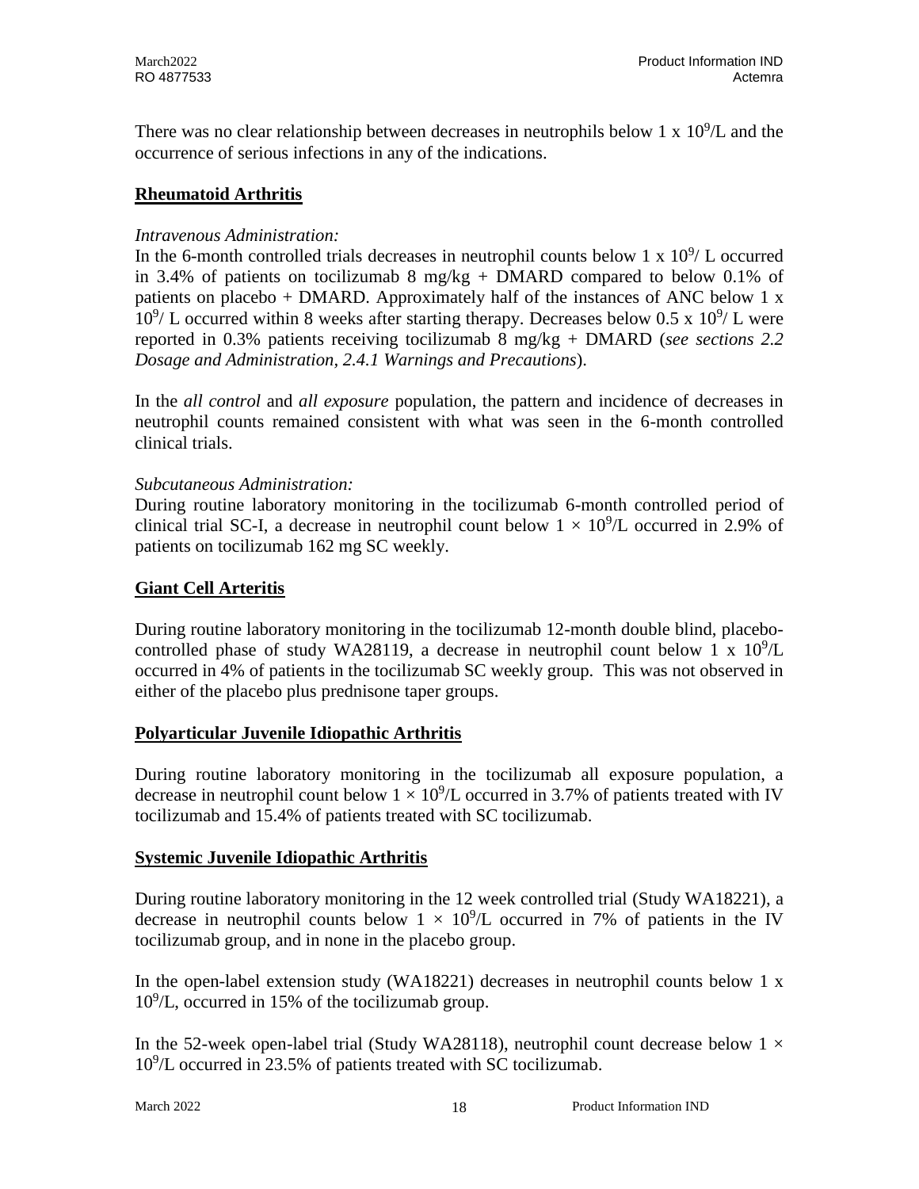There was no clear relationship between decreases in neutrophils below 1 x $10^9$/L and the occurrence of serious infections in any of the indications.

## **Rheumatoid Arthritis**

*Intravenous Administration:*

In the 6-month controlled trials decreases in neutrophil counts below 1 x $10^9$/ L occurred in 3.4% of patients on tocilizumab 8 mg/kg + DMARD compared to below 0.1% of patients on placebo + DMARD. Approximately half of the instances of ANC below 1 x $10^9$/ L occurred within 8 weeks after starting therapy. Decreases below 0.5 x $10^9$/ L were reported in 0.3% patients receiving tocilizumab 8 mg/kg + DMARD (*see sections 2.2 Dosage and Administration, 2.4.1 Warnings and Precautions*).

In the *all control* and *all exposure* population, the pattern and incidence of decreases in neutrophil counts remained consistent with what was seen in the 6-month controlled clinical trials.

*Subcutaneous Administration:*

During routine laboratory monitoring in the tocilizumab 6-month controlled period of clinical trial SC-I, a decrease in neutrophil count below $1 \times 10^9$/L occurred in 2.9% of patients on tocilizumab 162 mg SC weekly.

## **Giant Cell Arteritis**

During routine laboratory monitoring in the tocilizumab 12-month double blind, placebo-controlled phase of study WA28119, a decrease in neutrophil count below 1 x $10^9$/L occurred in 4% of patients in the tocilizumab SC weekly group. This was not observed in either of the placebo plus prednisone taper groups.

## **Polyarticular Juvenile Idiopathic Arthritis**

During routine laboratory monitoring in the tocilizumab all exposure population, a decrease in neutrophil count below $1 \times 10^9$/L occurred in 3.7% of patients treated with IV tocilizumab and 15.4% of patients treated with SC tocilizumab.

## **Systemic Juvenile Idiopathic Arthritis**

During routine laboratory monitoring in the 12 week controlled trial (Study WA18221), a decrease in neutrophil counts below $1 \times 10^9$/L occurred in 7% of patients in the IV tocilizumab group, and in none in the placebo group.

In the open-label extension study (WA18221) decreases in neutrophil counts below 1 x $10^9$/L, occurred in 15% of the tocilizumab group.

In the 52-week open-label trial (Study WA28118), neutrophil count decrease below $1 \times 10^9$/L occurred in 23.5% of patients treated with SC tocilizumab.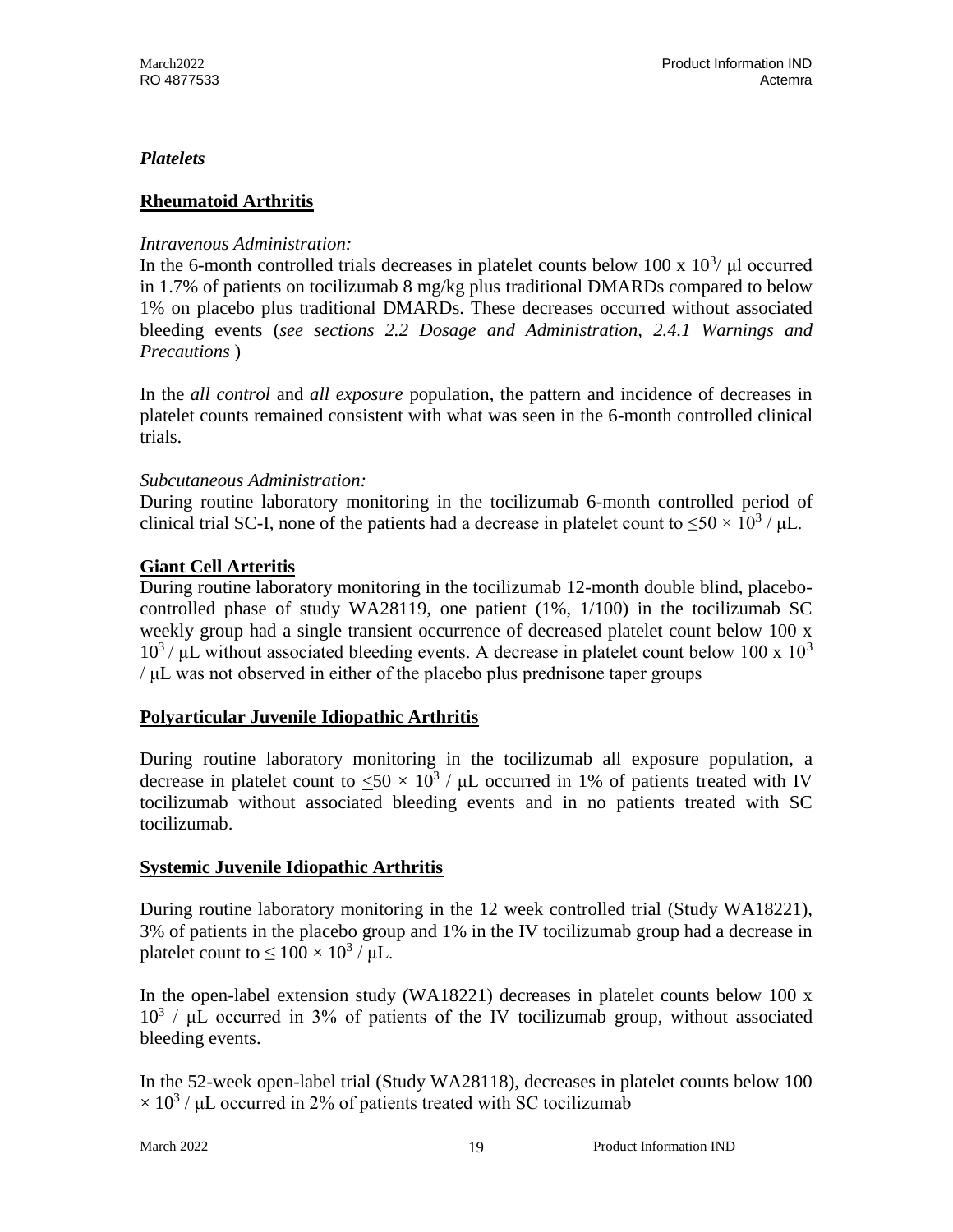*Platelets*

**Rheumatoid Arthritis**

*Intravenous Administration:*

In the 6-month controlled trials decreases in platelet counts below 100 x $10^3$/ μl occurred in 1.7% of patients on tocilizumab 8 mg/kg plus traditional DMARDs compared to below 1% on placebo plus traditional DMARDs. These decreases occurred without associated bleeding events (*see sections 2.2 Dosage and Administration, 2.4.1 Warnings and Precautions* )

In the *all control* and *all exposure* population, the pattern and incidence of decreases in platelet counts remained consistent with what was seen in the 6-month controlled clinical trials.

*Subcutaneous Administration:*

During routine laboratory monitoring in the tocilizumab 6-month controlled period of clinical trial SC-I, none of the patients had a decrease in platelet count to $\leq 50 \times 10^3$ / μL.

**Giant Cell Arteritis**

During routine laboratory monitoring in the tocilizumab 12-month double blind, placebo-controlled phase of study WA28119, one patient (1%, 1/100) in the tocilizumab SC weekly group had a single transient occurrence of decreased platelet count below 100 x $10^3$ / μL without associated bleeding events. A decrease in platelet count below 100 x $10^3$ / μL was not observed in either of the placebo plus prednisone taper groups

**Polyarticular Juvenile Idiopathic Arthritis**

During routine laboratory monitoring in the tocilizumab all exposure population, a decrease in platelet count to $\leq 50 \times 10^3$ / μL occurred in 1% of patients treated with IV tocilizumab without associated bleeding events and in no patients treated with SC tocilizumab.

**Systemic Juvenile Idiopathic Arthritis**

During routine laboratory monitoring in the 12 week controlled trial (Study WA18221), 3% of patients in the placebo group and 1% in the IV tocilizumab group had a decrease in platelet count to $\leq 100 \times 10^3$ / μL.

In the open-label extension study (WA18221) decreases in platelet counts below 100 x $10^3$ / μL occurred in 3% of patients of the IV tocilizumab group, without associated bleeding events.

In the 52-week open-label trial (Study WA28118), decreases in platelet counts below 100 $\times 10^3$ / μL occurred in 2% of patients treated with SC tocilizumab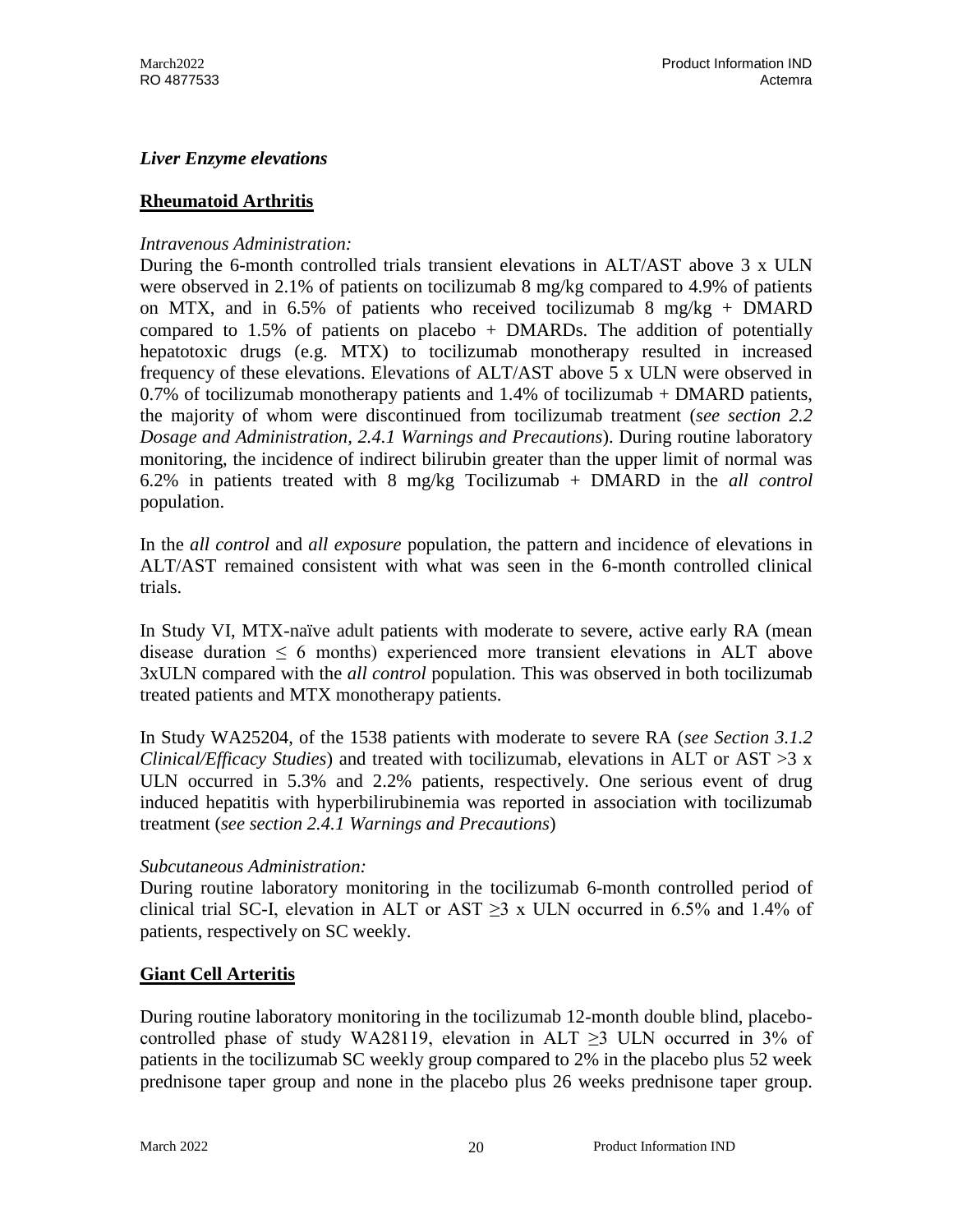*Liver Enzyme elevations*

**Rheumatoid Arthritis**

*Intravenous Administration:*

During the 6-month controlled trials transient elevations in ALT/AST above 3 x ULN were observed in 2.1% of patients on tocilizumab 8 mg/kg compared to 4.9% of patients on MTX, and in 6.5% of patients who received tocilizumab 8 mg/kg + DMARD compared to 1.5% of patients on placebo + DMARDs. The addition of potentially hepatotoxic drugs (e.g. MTX) to tocilizumab monotherapy resulted in increased frequency of these elevations. Elevations of ALT/AST above 5 x ULN were observed in 0.7% of tocilizumab monotherapy patients and 1.4% of tocilizumab + DMARD patients, the majority of whom were discontinued from tocilizumab treatment (*see section 2.2 Dosage and Administration, 2.4.1 Warnings and Precautions*). During routine laboratory monitoring, the incidence of indirect bilirubin greater than the upper limit of normal was 6.2% in patients treated with 8 mg/kg Tocilizumab + DMARD in the *all control* population.

In the *all control* and *all exposure* population, the pattern and incidence of elevations in ALT/AST remained consistent with what was seen in the 6-month controlled clinical trials.

In Study VI, MTX-naïve adult patients with moderate to severe, active early RA (mean disease duration ≤ 6 months) experienced more transient elevations in ALT above 3xULN compared with the *all control* population. This was observed in both tocilizumab treated patients and MTX monotherapy patients.

In Study WA25204, of the 1538 patients with moderate to severe RA (*see Section 3.1.2 Clinical/Efficacy Studies*) and treated with tocilizumab, elevations in ALT or AST >3 x ULN occurred in 5.3% and 2.2% patients, respectively. One serious event of drug induced hepatitis with hyperbilirubinemia was reported in association with tocilizumab treatment (*see section 2.4.1 Warnings and Precautions*)

*Subcutaneous Administration:*

During routine laboratory monitoring in the tocilizumab 6-month controlled period of clinical trial SC-I, elevation in ALT or AST ≥3 x ULN occurred in 6.5% and 1.4% of patients, respectively on SC weekly.

**Giant Cell Arteritis**

During routine laboratory monitoring in the tocilizumab 12-month double blind, placebo-controlled phase of study WA28119, elevation in ALT ≥3 ULN occurred in 3% of patients in the tocilizumab SC weekly group compared to 2% in the placebo plus 52 week prednisone taper group and none in the placebo plus 26 weeks prednisone taper group.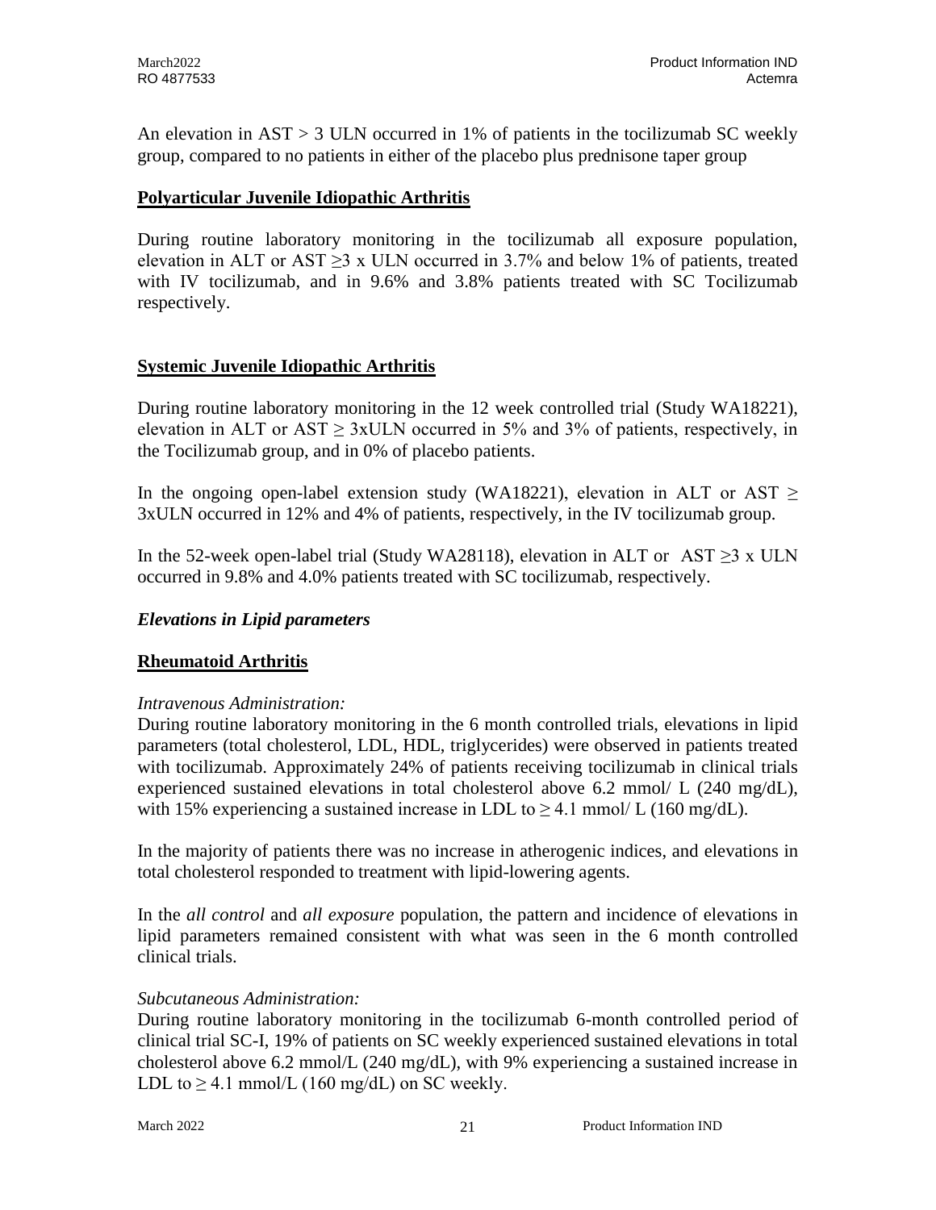An elevation in AST > 3 ULN occurred in 1% of patients in the tocilizumab SC weekly group, compared to no patients in either of the placebo plus prednisone taper group

**Polyarticular Juvenile Idiopathic Arthritis**

During routine laboratory monitoring in the tocilizumab all exposure population, elevation in ALT or AST ≥3 x ULN occurred in 3.7% and below 1% of patients, treated with IV tocilizumab, and in 9.6% and 3.8% patients treated with SC Tocilizumab respectively.

**Systemic Juvenile Idiopathic Arthritis**

During routine laboratory monitoring in the 12 week controlled trial (Study WA18221), elevation in ALT or AST ≥ 3xULN occurred in 5% and 3% of patients, respectively, in the Tocilizumab group, and in 0% of placebo patients.

In the ongoing open-label extension study (WA18221), elevation in ALT or AST ≥ 3xULN occurred in 12% and 4% of patients, respectively, in the IV tocilizumab group.

In the 52-week open-label trial (Study WA28118), elevation in ALT or AST ≥3 x ULN occurred in 9.8% and 4.0% patients treated with SC tocilizumab, respectively.

***Elevations in Lipid parameters***

**Rheumatoid Arthritis**

*Intravenous Administration:*
During routine laboratory monitoring in the 6 month controlled trials, elevations in lipid parameters (total cholesterol, LDL, HDL, triglycerides) were observed in patients treated with tocilizumab. Approximately 24% of patients receiving tocilizumab in clinical trials experienced sustained elevations in total cholesterol above 6.2 mmol/ L (240 mg/dL), with 15% experiencing a sustained increase in LDL to ≥ 4.1 mmol/ L (160 mg/dL).

In the majority of patients there was no increase in atherogenic indices, and elevations in total cholesterol responded to treatment with lipid-lowering agents.

In the *all control* and *all exposure* population, the pattern and incidence of elevations in lipid parameters remained consistent with what was seen in the 6 month controlled clinical trials.

*Subcutaneous Administration:*
During routine laboratory monitoring in the tocilizumab 6-month controlled period of clinical trial SC-I, 19% of patients on SC weekly experienced sustained elevations in total cholesterol above 6.2 mmol/L (240 mg/dL), with 9% experiencing a sustained increase in LDL to ≥ 4.1 mmol/L (160 mg/dL) on SC weekly.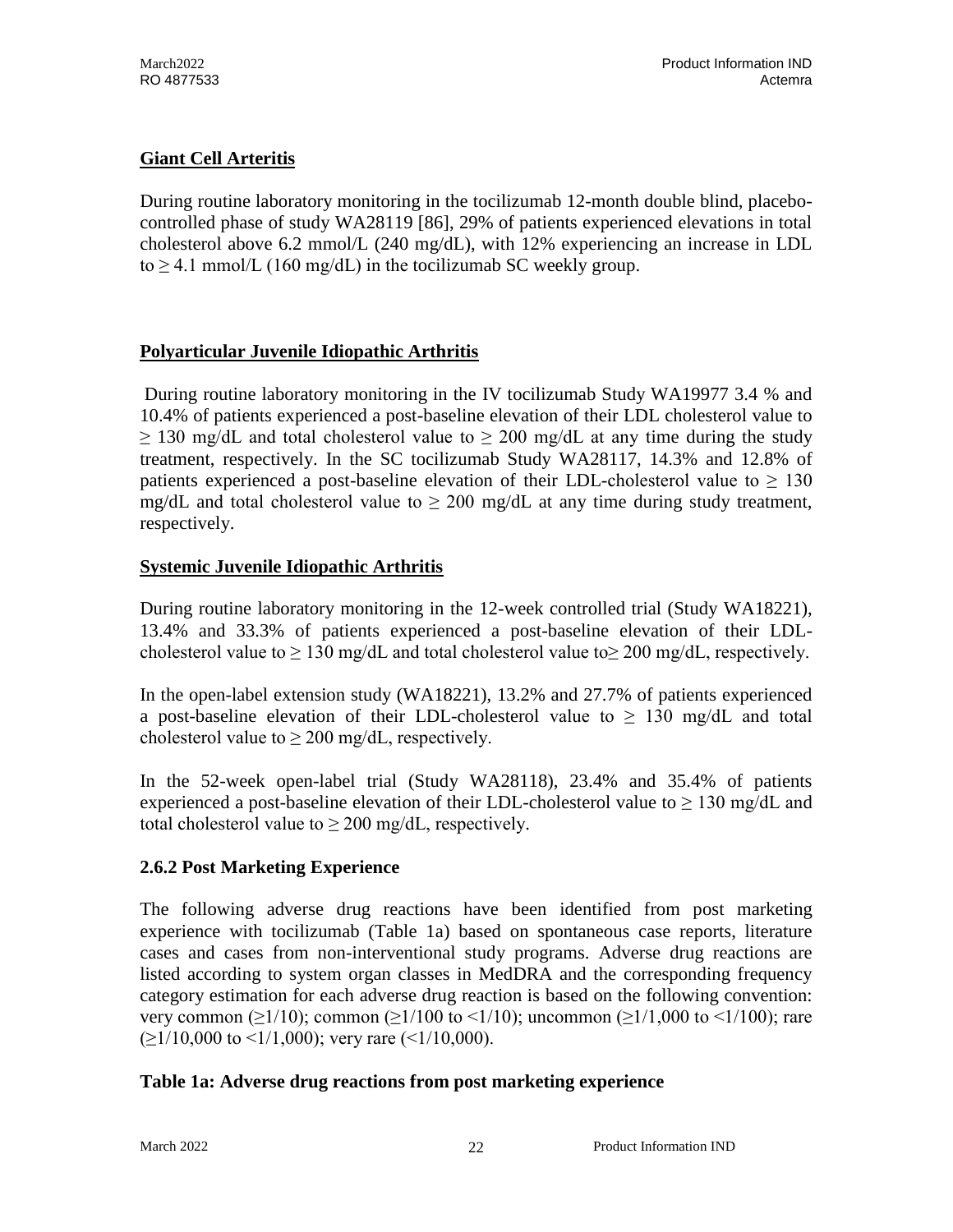**Giant Cell Arteritis**

During routine laboratory monitoring in the tocilizumab 12-month double blind, placebo-controlled phase of study WA28119 [86], 29% of patients experienced elevations in total cholesterol above 6.2 mmol/L (240 mg/dL), with 12% experiencing an increase in LDL to ≥ 4.1 mmol/L (160 mg/dL) in the tocilizumab SC weekly group.

**Polyarticular Juvenile Idiopathic Arthritis**

During routine laboratory monitoring in the IV tocilizumab Study WA19977 3.4 % and 10.4% of patients experienced a post-baseline elevation of their LDL cholesterol value to ≥ 130 mg/dL and total cholesterol value to ≥ 200 mg/dL at any time during the study treatment, respectively. In the SC tocilizumab Study WA28117, 14.3% and 12.8% of patients experienced a post-baseline elevation of their LDL-cholesterol value to ≥ 130 mg/dL and total cholesterol value to ≥ 200 mg/dL at any time during study treatment, respectively.

**Systemic Juvenile Idiopathic Arthritis**

During routine laboratory monitoring in the 12-week controlled trial (Study WA18221), 13.4% and 33.3% of patients experienced a post-baseline elevation of their LDL-cholesterol value to ≥ 130 mg/dL and total cholesterol value to≥ 200 mg/dL, respectively.

In the open-label extension study (WA18221), 13.2% and 27.7% of patients experienced a post-baseline elevation of their LDL-cholesterol value to ≥ 130 mg/dL and total cholesterol value to ≥ 200 mg/dL, respectively.

In the 52-week open-label trial (Study WA28118), 23.4% and 35.4% of patients experienced a post-baseline elevation of their LDL-cholesterol value to ≥ 130 mg/dL and total cholesterol value to ≥ 200 mg/dL, respectively.

### 2.6.2 Post Marketing Experience

The following adverse drug reactions have been identified from post marketing experience with tocilizumab (Table 1a) based on spontaneous case reports, literature cases and cases from non-interventional study programs. Adverse drug reactions are listed according to system organ classes in MedDRA and the corresponding frequency category estimation for each adverse drug reaction is based on the following convention: very common (≥1/10); common (≥1/100 to <1/10); uncommon (≥1/1,000 to <1/100); rare (≥1/10,000 to <1/1,000); very rare (<1/10,000).

**Table 1a: Adverse drug reactions from post marketing experience**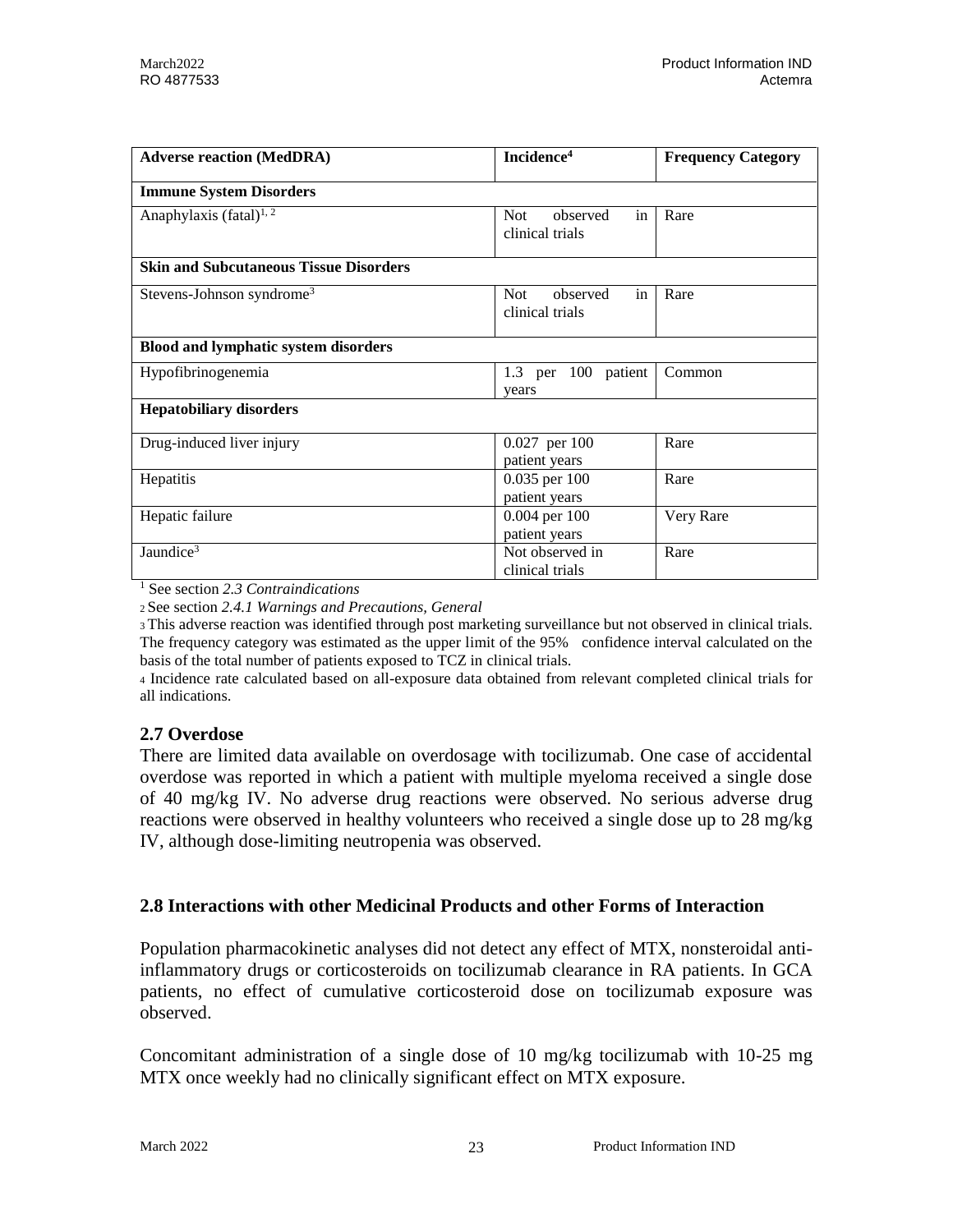| Adverse reaction (MedDRA) | Incidence[4] | Frequency Category |
| --- | --- | --- |
| **Immune System Disorders** | | |
| Anaphylaxis (fatal)[1, 2] | Not observed in clinical trials | Rare |
| **Skin and Subcutaneous Tissue Disorders** | | |
| Stevens-Johnson syndrome[3] | Not observed in clinical trials | Rare |
| **Blood and lymphatic system disorders** | | |
| Hypofibrinogenemia | 1.3 per 100 patient years | Common |
| **Hepatobiliary disorders** | | |
| Drug-induced liver injury | 0.027 per 100 patient years | Rare |
| Hepatitis | 0.035 per 100 patient years | Rare |
| Hepatic failure | 0.004 per 100 patient years | Very Rare |
| Jaundice[3] | Not observed in clinical trials | Rare |

[1] See section *2.3 Contraindications*

[2] See section *2.4.1 Warnings and Precautions, General*

[3] This adverse reaction was identified through post marketing surveillance but not observed in clinical trials. The frequency category was estimated as the upper limit of the 95% confidence interval calculated on the basis of the total number of patients exposed to TCZ in clinical trials.

[4] Incidence rate calculated based on all-exposure data obtained from relevant completed clinical trials for all indications.

## 2.7 Overdose

There are limited data available on overdosage with tocilizumab. One case of accidental overdose was reported in which a patient with multiple myeloma received a single dose of 40 mg/kg IV. No adverse drug reactions were observed. No serious adverse drug reactions were observed in healthy volunteers who received a single dose up to 28 mg/kg IV, although dose-limiting neutropenia was observed.

## 2.8 Interactions with other Medicinal Products and other Forms of Interaction

Population pharmacokinetic analyses did not detect any effect of MTX, nonsteroidal anti-inflammatory drugs or corticosteroids on tocilizumab clearance in RA patients. In GCA patients, no effect of cumulative corticosteroid dose on tocilizumab exposure was observed.

Concomitant administration of a single dose of 10 mg/kg tocilizumab with 10-25 mg MTX once weekly had no clinically significant effect on MTX exposure.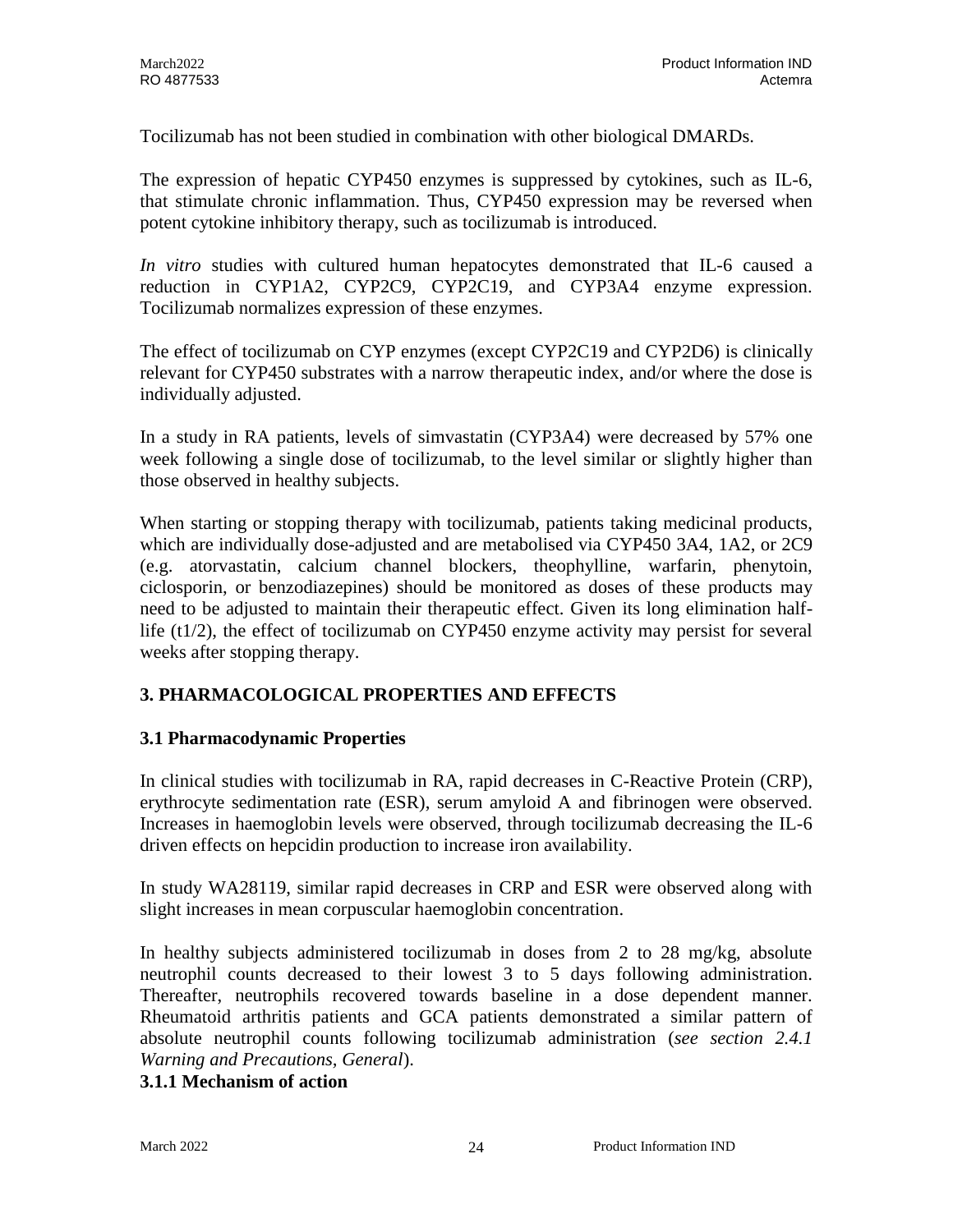Tocilizumab has not been studied in combination with other biological DMARDs.

The expression of hepatic CYP450 enzymes is suppressed by cytokines, such as IL-6, that stimulate chronic inflammation. Thus, CYP450 expression may be reversed when potent cytokine inhibitory therapy, such as tocilizumab is introduced.

*In vitro* studies with cultured human hepatocytes demonstrated that IL-6 caused a reduction in CYP1A2, CYP2C9, CYP2C19, and CYP3A4 enzyme expression. Tocilizumab normalizes expression of these enzymes.

The effect of tocilizumab on CYP enzymes (except CYP2C19 and CYP2D6) is clinically relevant for CYP450 substrates with a narrow therapeutic index, and/or where the dose is individually adjusted.

In a study in RA patients, levels of simvastatin (CYP3A4) were decreased by 57% one week following a single dose of tocilizumab, to the level similar or slightly higher than those observed in healthy subjects.

When starting or stopping therapy with tocilizumab, patients taking medicinal products, which are individually dose-adjusted and are metabolised via CYP450 3A4, 1A2, or 2C9 (e.g. atorvastatin, calcium channel blockers, theophylline, warfarin, phenytoin, ciclosporin, or benzodiazepines) should be monitored as doses of these products may need to be adjusted to maintain their therapeutic effect. Given its long elimination half-life (t1/2), the effect of tocilizumab on CYP450 enzyme activity may persist for several weeks after stopping therapy.

## 3. PHARMACOLOGICAL PROPERTIES AND EFFECTS

### 3.1 Pharmacodynamic Properties

In clinical studies with tocilizumab in RA, rapid decreases in C-Reactive Protein (CRP), erythrocyte sedimentation rate (ESR), serum amyloid A and fibrinogen were observed. Increases in haemoglobin levels were observed, through tocilizumab decreasing the IL-6 driven effects on hepcidin production to increase iron availability.

In study WA28119, similar rapid decreases in CRP and ESR were observed along with slight increases in mean corpuscular haemoglobin concentration.

In healthy subjects administered tocilizumab in doses from 2 to 28 mg/kg, absolute neutrophil counts decreased to their lowest 3 to 5 days following administration. Thereafter, neutrophils recovered towards baseline in a dose dependent manner. Rheumatoid arthritis patients and GCA patients demonstrated a similar pattern of absolute neutrophil counts following tocilizumab administration (*see section 2.4.1 Warning and Precautions, General*).

#### 3.1.1 Mechanism of action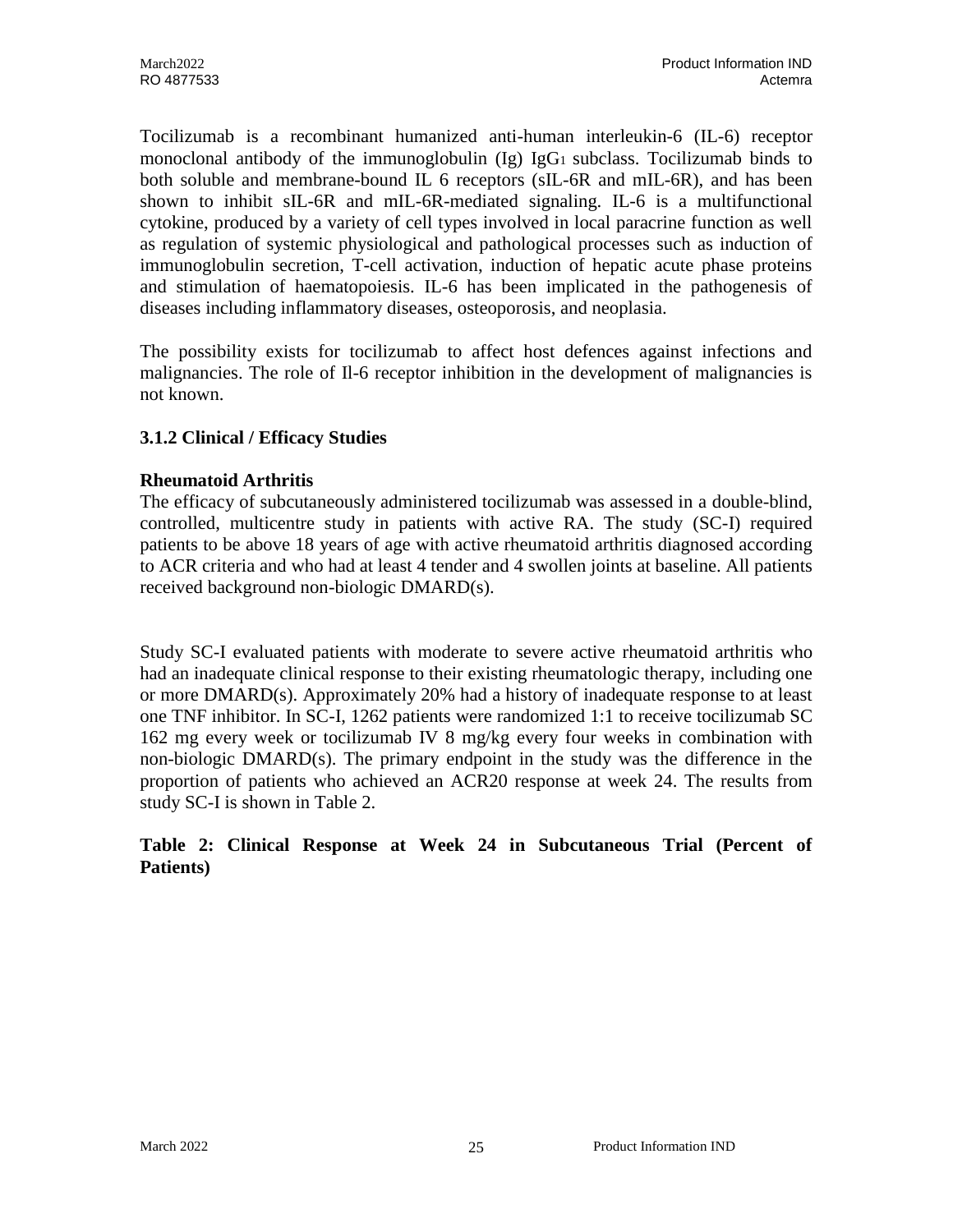Tocilizumab is a recombinant humanized anti-human interleukin-6 (IL-6) receptor monoclonal antibody of the immunoglobulin (Ig) $IgG_1$ subclass. Tocilizumab binds to both soluble and membrane-bound IL 6 receptors (sIL-6R and mIL-6R), and has been shown to inhibit sIL-6R and mIL-6R-mediated signaling. IL-6 is a multifunctional cytokine, produced by a variety of cell types involved in local paracrine function as well as regulation of systemic physiological and pathological processes such as induction of immunoglobulin secretion, T-cell activation, induction of hepatic acute phase proteins and stimulation of haematopoiesis. IL-6 has been implicated in the pathogenesis of diseases including inflammatory diseases, osteoporosis, and neoplasia.

The possibility exists for tocilizumab to affect host defences against infections and malignancies. The role of Il-6 receptor inhibition in the development of malignancies is not known.

### 3.1.2 Clinical / Efficacy Studies

**Rheumatoid Arthritis**

The efficacy of subcutaneously administered tocilizumab was assessed in a double-blind, controlled, multicentre study in patients with active RA. The study (SC-I) required patients to be above 18 years of age with active rheumatoid arthritis diagnosed according to ACR criteria and who had at least 4 tender and 4 swollen joints at baseline. All patients received background non-biologic DMARD(s).

Study SC-I evaluated patients with moderate to severe active rheumatoid arthritis who had an inadequate clinical response to their existing rheumatologic therapy, including one or more DMARD(s). Approximately 20% had a history of inadequate response to at least one TNF inhibitor. In SC-I, 1262 patients were randomized 1:1 to receive tocilizumab SC 162 mg every week or tocilizumab IV 8 mg/kg every four weeks in combination with non-biologic DMARD(s). The primary endpoint in the study was the difference in the proportion of patients who achieved an ACR20 response at week 24. The results from study SC-I is shown in Table 2.

**Table 2: Clinical Response at Week 24 in Subcutaneous Trial (Percent of Patients)**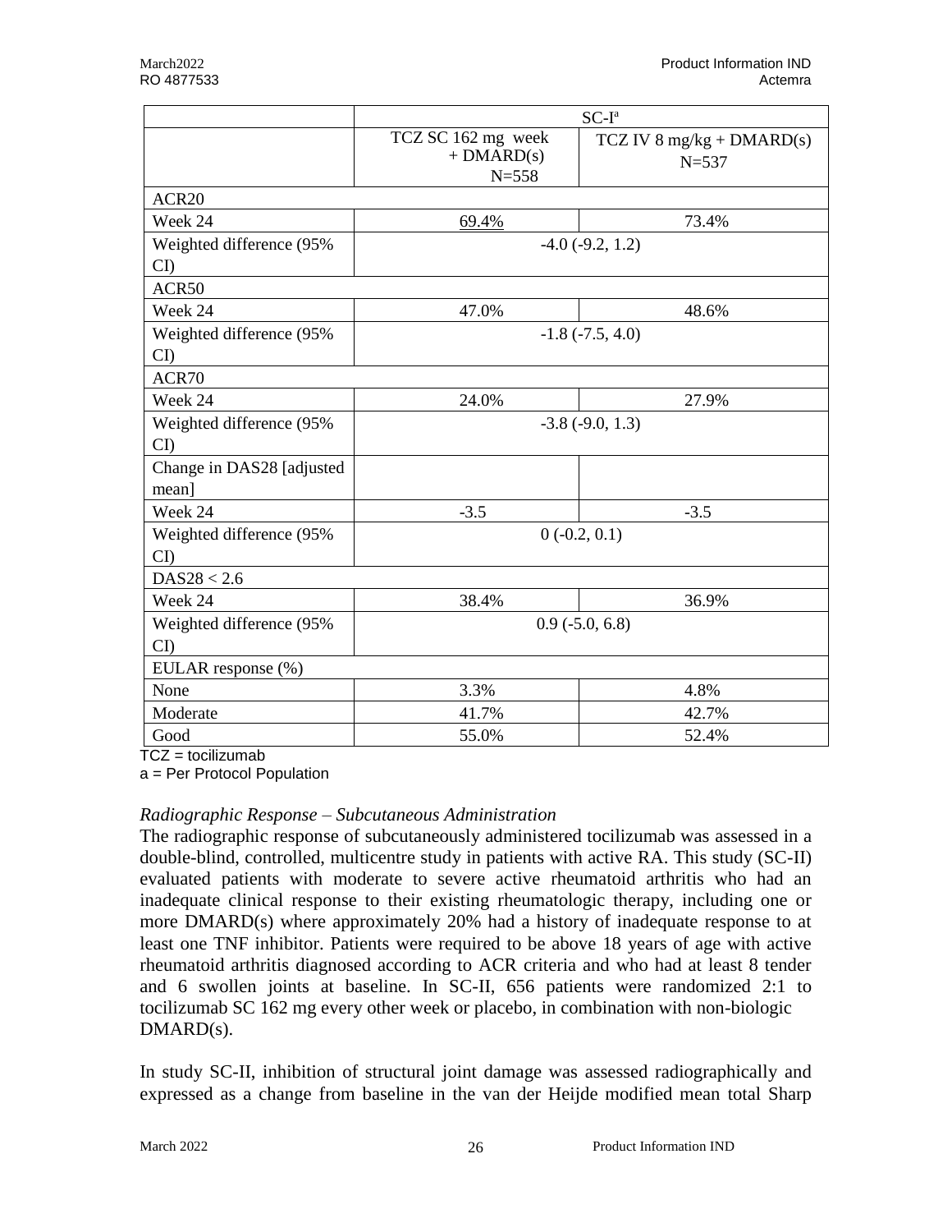| | SC-I[a] | |
|---|---|---|
| | TCZ SC 162 mg week + DMARD(s) N=558 | TCZ IV 8 mg/kg + DMARD(s) N=537 |
| ACR20 | | |
| Week 24 | 69.4% | 73.4% |
| Weighted difference (95% CI) | -4.0 (-9.2, 1.2) | |
| ACR50 | | |
| Week 24 | 47.0% | 48.6% |
| Weighted difference (95% CI) | -1.8 (-7.5, 4.0) | |
| ACR70 | | |
| Week 24 | 24.0% | 27.9% |
| Weighted difference (95% CI) | -3.8 (-9.0, 1.3) | |
| Change in DAS28 [adjusted mean] | | |
| Week 24 | -3.5 | -3.5 |
| Weighted difference (95% CI) | 0 (-0.2, 0.1) | |
| DAS28 < 2.6 | | |
| Week 24 | 38.4% | 36.9% |
| Weighted difference (95% CI) | 0.9 (-5.0, 6.8) | |
| EULAR response (%) | | |
| None | 3.3% | 4.8% |
| Moderate | 41.7% | 42.7% |
| Good | 55.0% | 52.4% |

TCZ = tocilizumab

a = Per Protocol Population

*Radiographic Response – Subcutaneous Administration*

The radiographic response of subcutaneously administered tocilizumab was assessed in a double-blind, controlled, multicentre study in patients with active RA. This study (SC-II) evaluated patients with moderate to severe active rheumatoid arthritis who had an inadequate clinical response to their existing rheumatologic therapy, including one or more DMARD(s) where approximately 20% had a history of inadequate response to at least one TNF inhibitor. Patients were required to be above 18 years of age with active rheumatoid arthritis diagnosed according to ACR criteria and who had at least 8 tender and 6 swollen joints at baseline. In SC-II, 656 patients were randomized 2:1 to tocilizumab SC 162 mg every other week or placebo, in combination with non-biologic DMARD(s).

In study SC-II, inhibition of structural joint damage was assessed radiographically and expressed as a change from baseline in the van der Heijde modified mean total Sharp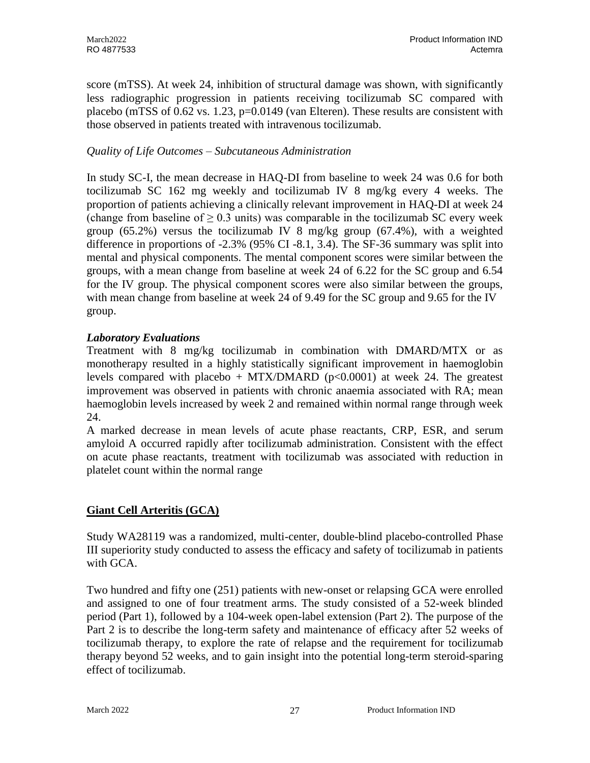score (mTSS). At week 24, inhibition of structural damage was shown, with significantly less radiographic progression in patients receiving tocilizumab SC compared with placebo (mTSS of 0.62 vs. 1.23, p=0.0149 (van Elteren). These results are consistent with those observed in patients treated with intravenous tocilizumab.

*Quality of Life Outcomes – Subcutaneous Administration*

In study SC-I, the mean decrease in HAQ-DI from baseline to week 24 was 0.6 for both tocilizumab SC 162 mg weekly and tocilizumab IV 8 mg/kg every 4 weeks. The proportion of patients achieving a clinically relevant improvement in HAQ-DI at week 24 (change from baseline of $\geq 0.3$ units) was comparable in the tocilizumab SC every week group (65.2%) versus the tocilizumab IV 8 mg/kg group (67.4%), with a weighted difference in proportions of -2.3% (95% CI -8.1, 3.4). The SF-36 summary was split into mental and physical components. The mental component scores were similar between the groups, with a mean change from baseline at week 24 of 6.22 for the SC group and 6.54 for the IV group. The physical component scores were also similar between the groups, with mean change from baseline at week 24 of 9.49 for the SC group and 9.65 for the IV group.

***Laboratory Evaluations***

Treatment with 8 mg/kg tocilizumab in combination with DMARD/MTX or as monotherapy resulted in a highly statistically significant improvement in haemoglobin levels compared with placebo + MTX/DMARD ($p<0.0001$) at week 24. The greatest improvement was observed in patients with chronic anaemia associated with RA; mean haemoglobin levels increased by week 2 and remained within normal range through week 24.

A marked decrease in mean levels of acute phase reactants, CRP, ESR, and serum amyloid A occurred rapidly after tocilizumab administration. Consistent with the effect on acute phase reactants, treatment with tocilizumab was associated with reduction in platelet count within the normal range

## Giant Cell Arteritis (GCA)

Study WA28119 was a randomized, multi-center, double-blind placebo-controlled Phase III superiority study conducted to assess the efficacy and safety of tocilizumab in patients with GCA.

Two hundred and fifty one (251) patients with new-onset or relapsing GCA were enrolled and assigned to one of four treatment arms. The study consisted of a 52-week blinded period (Part 1), followed by a 104-week open-label extension (Part 2). The purpose of the Part 2 is to describe the long-term safety and maintenance of efficacy after 52 weeks of tocilizumab therapy, to explore the rate of relapse and the requirement for tocilizumab therapy beyond 52 weeks, and to gain insight into the potential long-term steroid-sparing effect of tocilizumab.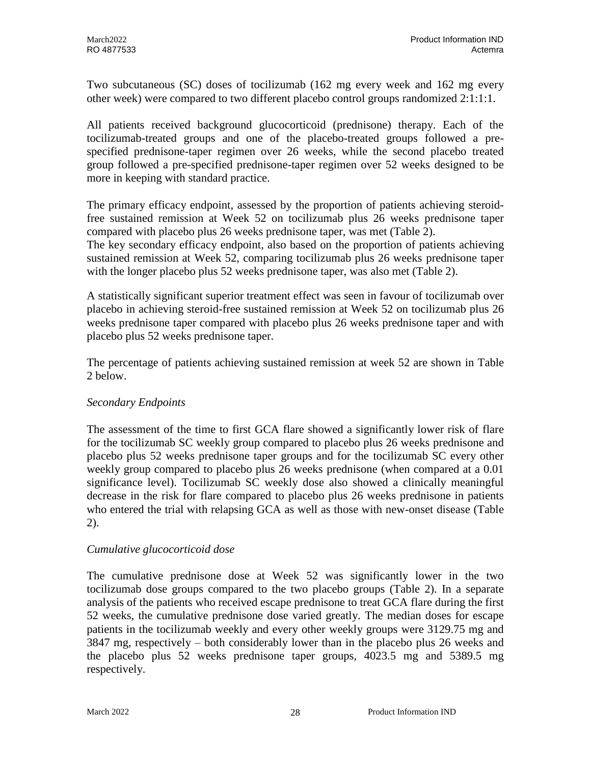Two subcutaneous (SC) doses of tocilizumab (162 mg every week and 162 mg every other week) were compared to two different placebo control groups randomized 2:1:1:1.

All patients received background glucocorticoid (prednisone) therapy. Each of the tocilizumab-treated groups and one of the placebo-treated groups followed a pre-specified prednisone-taper regimen over 26 weeks, while the second placebo treated group followed a pre-specified prednisone-taper regimen over 52 weeks designed to be more in keeping with standard practice.

The primary efficacy endpoint, assessed by the proportion of patients achieving steroid-free sustained remission at Week 52 on tocilizumab plus 26 weeks prednisone taper compared with placebo plus 26 weeks prednisone taper, was met (Table 2).
The key secondary efficacy endpoint, also based on the proportion of patients achieving sustained remission at Week 52, comparing tocilizumab plus 26 weeks prednisone taper with the longer placebo plus 52 weeks prednisone taper, was also met (Table 2).

A statistically significant superior treatment effect was seen in favour of tocilizumab over placebo in achieving steroid-free sustained remission at Week 52 on tocilizumab plus 26 weeks prednisone taper compared with placebo plus 26 weeks prednisone taper and with placebo plus 52 weeks prednisone taper.

The percentage of patients achieving sustained remission at week 52 are shown in Table 2 below.

*Secondary Endpoints*

The assessment of the time to first GCA flare showed a significantly lower risk of flare for the tocilizumab SC weekly group compared to placebo plus 26 weeks prednisone and placebo plus 52 weeks prednisone taper groups and for the tocilizumab SC every other weekly group compared to placebo plus 26 weeks prednisone (when compared at a 0.01 significance level). Tocilizumab SC weekly dose also showed a clinically meaningful decrease in the risk for flare compared to placebo plus 26 weeks prednisone in patients who entered the trial with relapsing GCA as well as those with new-onset disease (Table 2).

*Cumulative glucocorticoid dose*

The cumulative prednisone dose at Week 52 was significantly lower in the two tocilizumab dose groups compared to the two placebo groups (Table 2). In a separate analysis of the patients who received escape prednisone to treat GCA flare during the first 52 weeks, the cumulative prednisone dose varied greatly. The median doses for escape patients in the tocilizumab weekly and every other weekly groups were 3129.75 mg and 3847 mg, respectively – both considerably lower than in the placebo plus 26 weeks and the placebo plus 52 weeks prednisone taper groups, 4023.5 mg and 5389.5 mg respectively.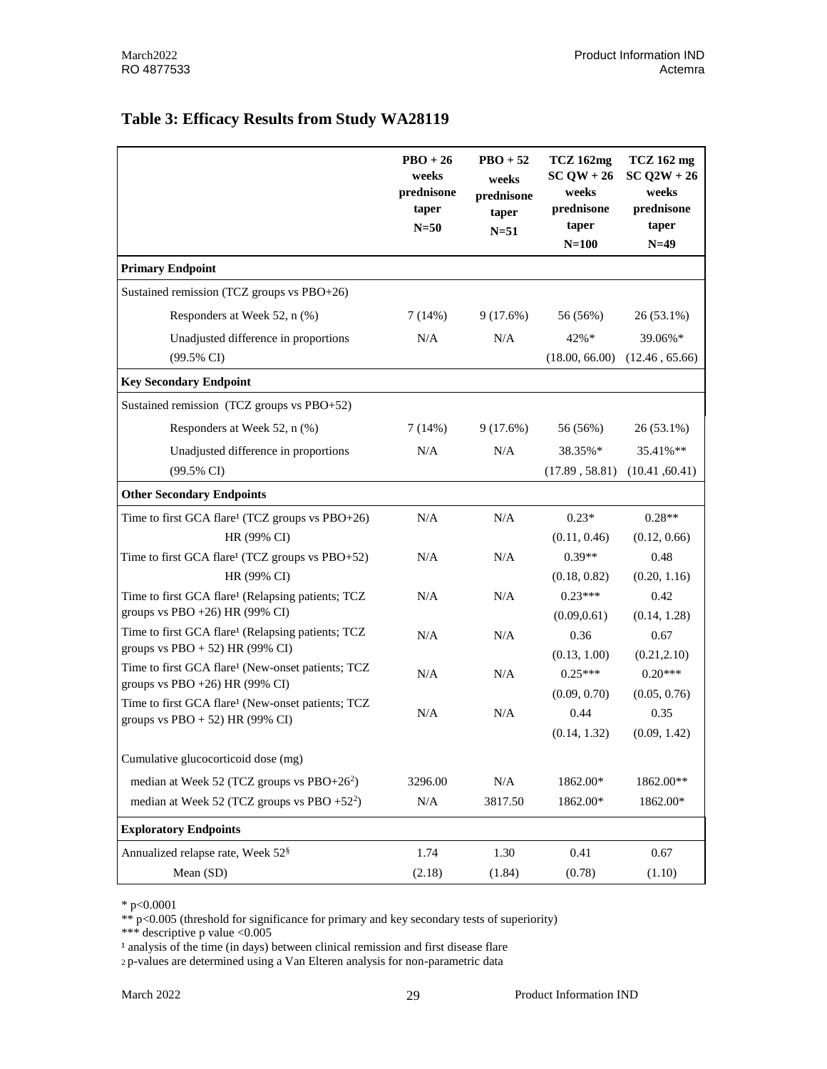## Table 3: Efficacy Results from Study WA28119

| | PBO + 26 weeks prednisone taper N=50 | PBO + 52 weeks prednisone taper N=51 | TCZ 162mg SC QW + 26 weeks prednisone taper N=100 | TCZ 162 mg SC Q2W + 26 weeks prednisone taper N=49 |
|---|---|---|---|---|
| **Primary Endpoint** | | | | |
| Sustained remission (TCZ groups vs PBO+26) | | | | |
| Responders at Week 52, n (%) | 7 (14%) | 9 (17.6%) | 56 (56%) | 26 (53.1%) |
| Unadjusted difference in proportions (99.5% CI) | N/A | N/A | 42%* (18.00, 66.00) | 39.06%* (12.46 , 65.66) |
| **Key Secondary Endpoint** | | | | |
| Sustained remission (TCZ groups vs PBO+52) | | | | |
| Responders at Week 52, n (%) | 7 (14%) | 9 (17.6%) | 56 (56%) | 26 (53.1%) |
| Unadjusted difference in proportions (99.5% CI) | N/A | N/A | 38.35%* (17.89 , 58.81) | 35.41%** (10.41 ,60.41) |
| **Other Secondary Endpoints** | | | | |
| Time to first GCA flare¹ (TCZ groups vs PBO+26) HR (99% CI) | N/A | N/A | 0.23* (0.11, 0.46) | 0.28** (0.12, 0.66) |
| Time to first GCA flare¹ (TCZ groups vs PBO+52) HR (99% CI) | N/A | N/A | 0.39** (0.18, 0.82) | 0.48 (0.20, 1.16) |
| Time to first GCA flare¹ (Relapsing patients; TCZ groups vs PBO +26) HR (99% CI) | N/A | N/A | 0.23*** (0.09,0.61) | 0.42 (0.14, 1.28) |
| Time to first GCA flare¹ (Relapsing patients; TCZ groups vs PBO + 52) HR (99% CI) | N/A | N/A | 0.36 (0.13, 1.00) | 0.67 (0.21,2.10) |
| Time to first GCA flare¹ (New-onset patients; TCZ groups vs PBO +26) HR (99% CI) | N/A | N/A | 0.25*** (0.09, 0.70) | 0.20*** (0.05, 0.76) |
| Time to first GCA flare¹ (New-onset patients; TCZ groups vs PBO + 52) HR (99% CI) | N/A | N/A | 0.44 (0.14, 1.32) | 0.35 (0.09, 1.42) |
| Cumulative glucocorticoid dose (mg) | | | | |
| median at Week 52 (TCZ groups vs PBO+26²) | 3296.00 | N/A | 1862.00* | 1862.00** |
| median at Week 52 (TCZ groups vs PBO +52²) | N/A | 3817.50 | 1862.00* | 1862.00* |
| **Exploratory Endpoints** | | | | |
| Annualized relapse rate, Week 52§ Mean (SD) | 1.74 (2.18) | 1.30 (1.84) | 0.41 (0.78) | 0.67 (1.10) |

\* p<0.0001

\*\* p<0.005 (threshold for significance for primary and key secondary tests of superiority)

\*\*\* descriptive p value <0.005

¹ analysis of the time (in days) between clinical remission and first disease flare

² p-values are determined using a Van Elteren analysis for non-parametric data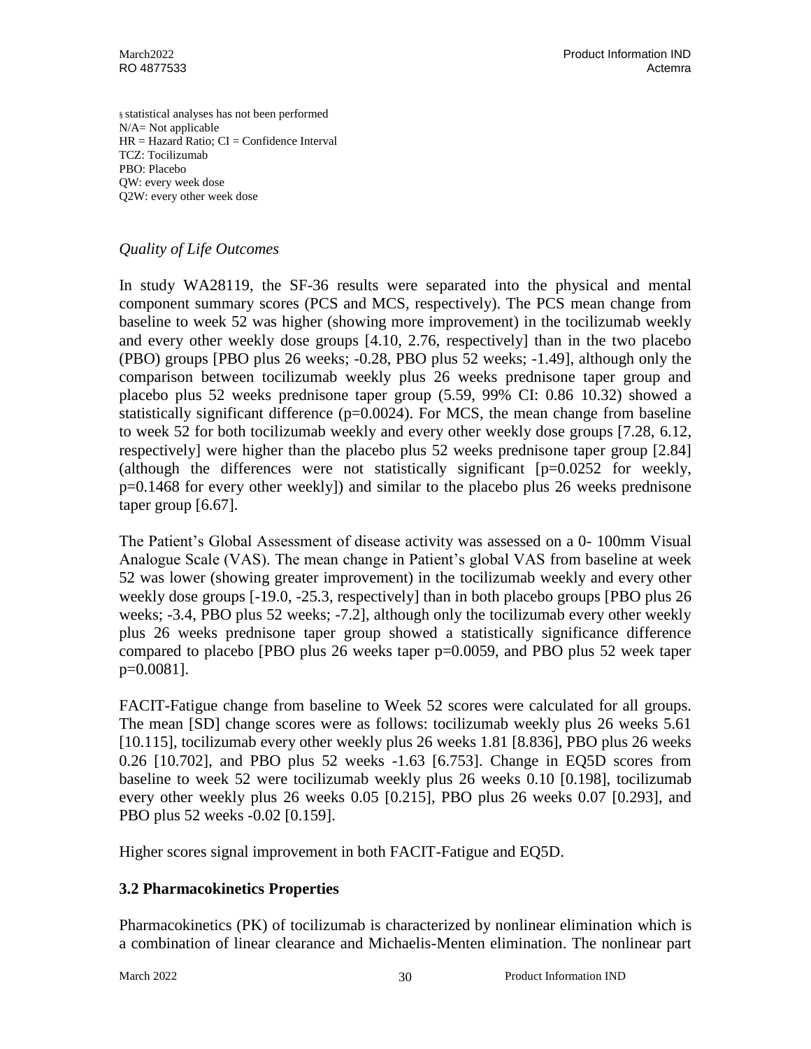§ statistical analyses has not been performed
N/A= Not applicable
HR = Hazard Ratio; CI = Confidence Interval
TCZ: Tocilizumab
PBO: Placebo
QW: every week dose
Q2W: every other week dose

*Quality of Life Outcomes*

In study WA28119, the SF-36 results were separated into the physical and mental component summary scores (PCS and MCS, respectively). The PCS mean change from baseline to week 52 was higher (showing more improvement) in the tocilizumab weekly and every other weekly dose groups [4.10, 2.76, respectively] than in the two placebo (PBO) groups [PBO plus 26 weeks; -0.28, PBO plus 52 weeks; -1.49], although only the comparison between tocilizumab weekly plus 26 weeks prednisone taper group and placebo plus 52 weeks prednisone taper group (5.59, 99% CI: 0.86 10.32) showed a statistically significant difference (p=0.0024). For MCS, the mean change from baseline to week 52 for both tocilizumab weekly and every other weekly dose groups [7.28, 6.12, respectively] were higher than the placebo plus 52 weeks prednisone taper group [2.84] (although the differences were not statistically significant [p=0.0252 for weekly, p=0.1468 for every other weekly]) and similar to the placebo plus 26 weeks prednisone taper group [6.67].

The Patient's Global Assessment of disease activity was assessed on a 0- 100mm Visual Analogue Scale (VAS). The mean change in Patient's global VAS from baseline at week 52 was lower (showing greater improvement) in the tocilizumab weekly and every other weekly dose groups [-19.0, -25.3, respectively] than in both placebo groups [PBO plus 26 weeks; -3.4, PBO plus 52 weeks; -7.2], although only the tocilizumab every other weekly plus 26 weeks prednisone taper group showed a statistically significance difference compared to placebo [PBO plus 26 weeks taper p=0.0059, and PBO plus 52 week taper p=0.0081].

FACIT-Fatigue change from baseline to Week 52 scores were calculated for all groups. The mean [SD] change scores were as follows: tocilizumab weekly plus 26 weeks 5.61 [10.115], tocilizumab every other weekly plus 26 weeks 1.81 [8.836], PBO plus 26 weeks 0.26 [10.702], and PBO plus 52 weeks -1.63 [6.753]. Change in EQ5D scores from baseline to week 52 were tocilizumab weekly plus 26 weeks 0.10 [0.198], tocilizumab every other weekly plus 26 weeks 0.05 [0.215], PBO plus 26 weeks 0.07 [0.293], and PBO plus 52 weeks -0.02 [0.159].

Higher scores signal improvement in both FACIT-Fatigue and EQ5D.

## 3.2 Pharmacokinetics Properties

Pharmacokinetics (PK) of tocilizumab is characterized by nonlinear elimination which is a combination of linear clearance and Michaelis-Menten elimination. The nonlinear part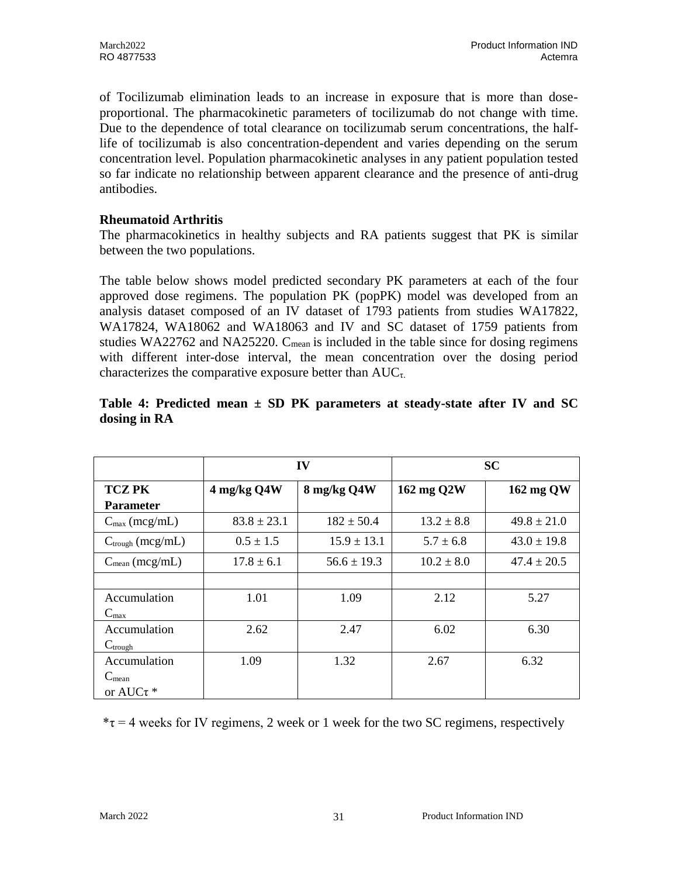of Tocilizumab elimination leads to an increase in exposure that is more than dose-proportional. The pharmacokinetic parameters of tocilizumab do not change with time. Due to the dependence of total clearance on tocilizumab serum concentrations, the half-life of tocilizumab is also concentration-dependent and varies depending on the serum concentration level. Population pharmacokinetic analyses in any patient population tested so far indicate no relationship between apparent clearance and the presence of anti-drug antibodies.

**Rheumatoid Arthritis**

The pharmacokinetics in healthy subjects and RA patients suggest that PK is similar between the two populations.

The table below shows model predicted secondary PK parameters at each of the four approved dose regimens. The population PK (popPK) model was developed from an analysis dataset composed of an IV dataset of 1793 patients from studies WA17822, WA17824, WA18062 and WA18063 and IV and SC dataset of 1759 patients from studies WA22762 and NA25220. $C_{mean}$ is included in the table since for dosing regimens with different inter-dose interval, the mean concentration over the dosing period characterizes the comparative exposure better than $AUC_{\tau}$.

**Table 4: Predicted mean ± SD PK parameters at steady-state after IV and SC dosing in RA**

| | IV | | SC | |
|---|---|---|---|---|
| **TCZ PK Parameter** | **4 mg/kg Q4W** | **8 mg/kg Q4W** | **162 mg Q2W** | **162 mg QW** |
| $C_{max}$ (mcg/mL) | 83.8 ± 23.1 | 182 ± 50.4 | 13.2 ± 8.8 | 49.8 ± 21.0 |
| $C_{trough}$ (mcg/mL) | 0.5 ± 1.5 | 15.9 ± 13.1 | 5.7 ± 6.8 | 43.0 ± 19.8 |
| $C_{mean}$ (mcg/mL) | 17.8 ± 6.1 | 56.6 ± 19.3 | 10.2 ± 8.0 | 47.4 ± 20.5 |
| | | | | |
| Accumulation $C_{max}$ | 1.01 | 1.09 | 2.12 | 5.27 |
| Accumulation $C_{trough}$ | 2.62 | 2.47 | 6.02 | 6.30 |
| Accumulation $C_{mean}$ or $AUC\tau$ * | 1.09 | 1.32 | 2.67 | 6.32 |

*$\tau$ = 4 weeks for IV regimens, 2 week or 1 week for the two SC regimens, respectively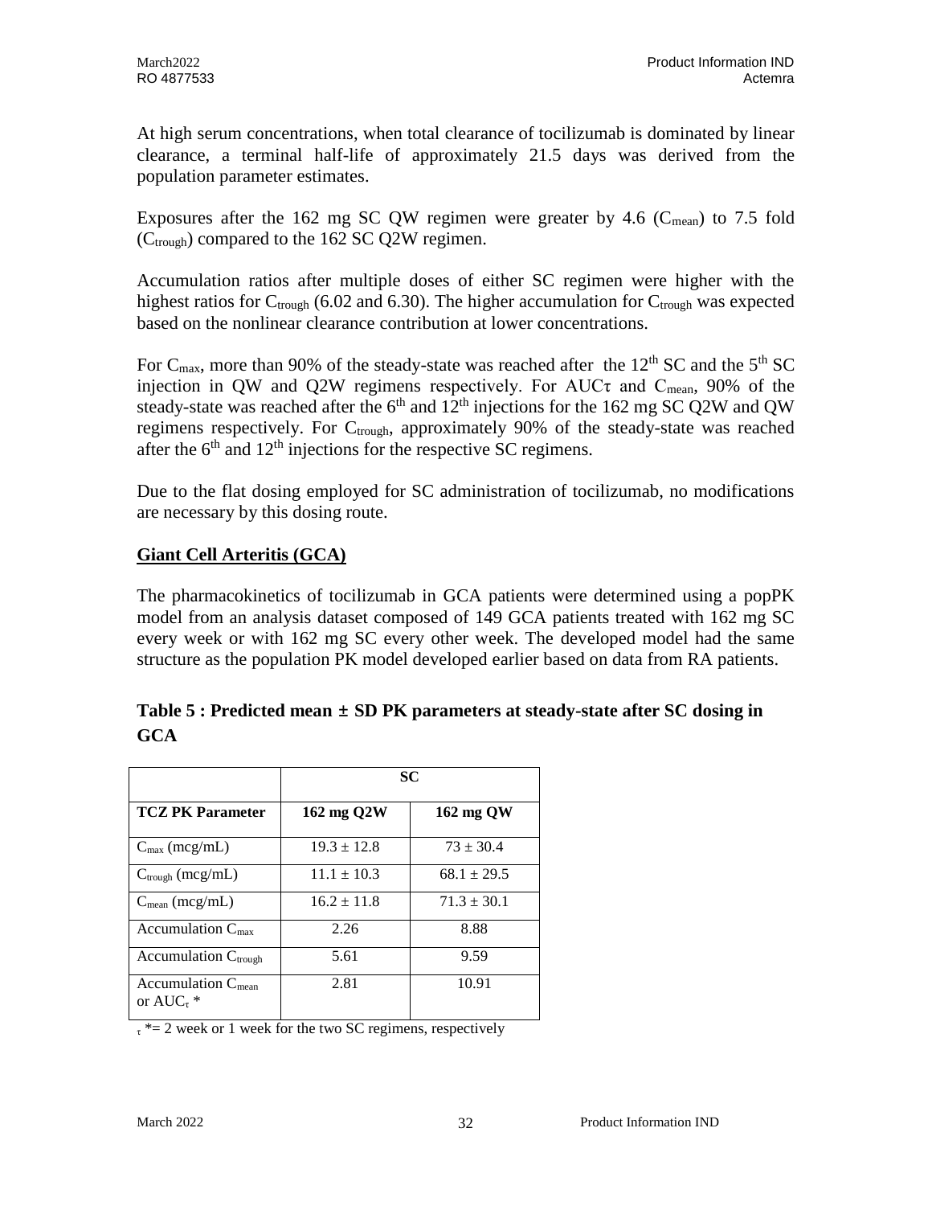At high serum concentrations, when total clearance of tocilizumab is dominated by linear clearance, a terminal half-life of approximately 21.5 days was derived from the population parameter estimates.

Exposures after the 162 mg SC QW regimen were greater by 4.6 ($C_{mean}$) to 7.5 fold ($C_{trough}$) compared to the 162 SC Q2W regimen.

Accumulation ratios after multiple doses of either SC regimen were higher with the highest ratios for $C_{trough}$ (6.02 and 6.30). The higher accumulation for $C_{trough}$ was expected based on the nonlinear clearance contribution at lower concentrations.

For $C_{max}$, more than 90% of the steady-state was reached after the 12th SC and the 5th SC injection in QW and Q2W regimens respectively. For AUCτ and $C_{mean}$, 90% of the steady-state was reached after the 6th and 12th injections for the 162 mg SC Q2W and QW regimens respectively. For $C_{trough}$, approximately 90% of the steady-state was reached after the 6th and 12th injections for the respective SC regimens.

Due to the flat dosing employed for SC administration of tocilizumab, no modifications are necessary by this dosing route.

**Giant Cell Arteritis (GCA)**

The pharmacokinetics of tocilizumab in GCA patients were determined using a popPK model from an analysis dataset composed of 149 GCA patients treated with 162 mg SC every week or with 162 mg SC every other week. The developed model had the same structure as the population PK model developed earlier based on data from RA patients.

**Table 5 : Predicted mean ± SD PK parameters at steady-state after SC dosing in GCA**

| | SC | |
|---|---|---|
| **TCZ PK Parameter** | **162 mg Q2W** | **162 mg QW** |
| $C_{max}$ (mcg/mL) | 19.3 ± 12.8 | 73 ± 30.4 |
| $C_{trough}$ (mcg/mL) | 11.1 ± 10.3 | 68.1 ± 29.5 |
| $C_{mean}$ (mcg/mL) | 16.2 ± 11.8 | 71.3 ± 30.1 |
| Accumulation $C_{max}$ | 2.26 | 8.88 |
| Accumulation $C_{trough}$ | 5.61 | 9.59 |
| Accumulation $C_{mean}$ or $AUC_{\tau}$ * | 2.81 | 10.91 |

$_{\tau}$ *= 2 week or 1 week for the two SC regimens, respectively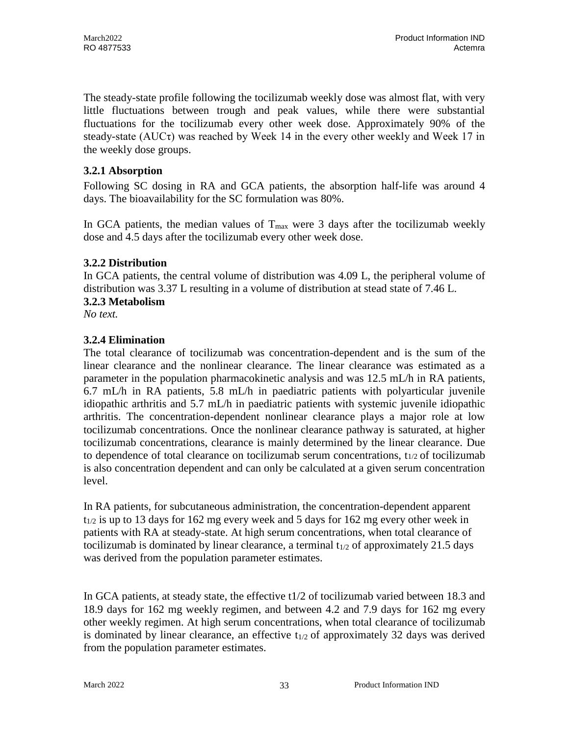The steady-state profile following the tocilizumab weekly dose was almost flat, with very little fluctuations between trough and peak values, while there were substantial fluctuations for the tocilizumab every other week dose. Approximately 90% of the steady-state ($AUC\tau$) was reached by Week 14 in the every other weekly and Week 17 in the weekly dose groups.

### 3.2.1 Absorption

Following SC dosing in RA and GCA patients, the absorption half-life was around 4 days. The bioavailability for the SC formulation was 80%.

In GCA patients, the median values of $T_{max}$ were 3 days after the tocilizumab weekly dose and 4.5 days after the tocilizumab every other week dose.

### 3.2.2 Distribution

In GCA patients, the central volume of distribution was 4.09 L, the peripheral volume of distribution was 3.37 L resulting in a volume of distribution at stead state of 7.46 L.

### 3.2.3 Metabolism

*No text.*

### 3.2.4 Elimination

The total clearance of tocilizumab was concentration-dependent and is the sum of the linear clearance and the nonlinear clearance. The linear clearance was estimated as a parameter in the population pharmacokinetic analysis and was 12.5 mL/h in RA patients, 6.7 mL/h in RA patients, 5.8 mL/h in paediatric patients with polyarticular juvenile idiopathic arthritis and 5.7 mL/h in paediatric patients with systemic juvenile idiopathic arthritis. The concentration-dependent nonlinear clearance plays a major role at low tocilizumab concentrations. Once the nonlinear clearance pathway is saturated, at higher tocilizumab concentrations, clearance is mainly determined by the linear clearance. Due to dependence of total clearance on tocilizumab serum concentrations, $t_{1/2}$ of tocilizumab is also concentration dependent and can only be calculated at a given serum concentration level.

In RA patients, for subcutaneous administration, the concentration-dependent apparent $t_{1/2}$ is up to 13 days for 162 mg every week and 5 days for 162 mg every other week in patients with RA at steady-state. At high serum concentrations, when total clearance of tocilizumab is dominated by linear clearance, a terminal $t_{1/2}$ of approximately 21.5 days was derived from the population parameter estimates.

In GCA patients, at steady state, the effective t1/2 of tocilizumab varied between 18.3 and 18.9 days for 162 mg weekly regimen, and between 4.2 and 7.9 days for 162 mg every other weekly regimen. At high serum concentrations, when total clearance of tocilizumab is dominated by linear clearance, an effective $t_{1/2}$ of approximately 32 days was derived from the population parameter estimates.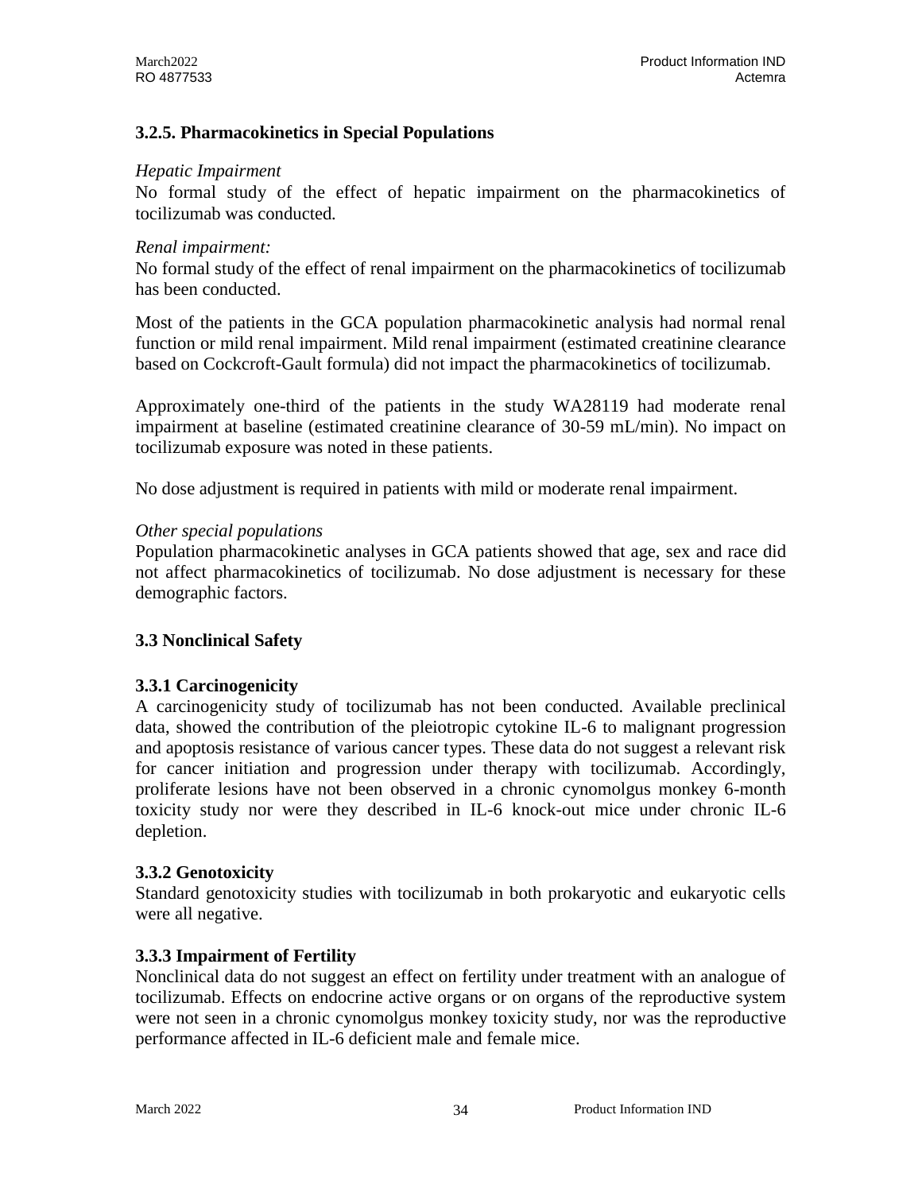### 3.2.5. Pharmacokinetics in Special Populations

*Hepatic Impairment*

No formal study of the effect of hepatic impairment on the pharmacokinetics of tocilizumab was conducted*.*

*Renal impairment:*

No formal study of the effect of renal impairment on the pharmacokinetics of tocilizumab has been conducted.

Most of the patients in the GCA population pharmacokinetic analysis had normal renal function or mild renal impairment. Mild renal impairment (estimated creatinine clearance based on Cockcroft-Gault formula) did not impact the pharmacokinetics of tocilizumab.

Approximately one-third of the patients in the study WA28119 had moderate renal impairment at baseline (estimated creatinine clearance of 30-59 mL/min). No impact on tocilizumab exposure was noted in these patients.

No dose adjustment is required in patients with mild or moderate renal impairment.

*Other special populations*

Population pharmacokinetic analyses in GCA patients showed that age, sex and race did not affect pharmacokinetics of tocilizumab. No dose adjustment is necessary for these demographic factors.

## 3.3 Nonclinical Safety

### 3.3.1 Carcinogenicity

A carcinogenicity study of tocilizumab has not been conducted. Available preclinical data, showed the contribution of the pleiotropic cytokine IL-6 to malignant progression and apoptosis resistance of various cancer types. These data do not suggest a relevant risk for cancer initiation and progression under therapy with tocilizumab. Accordingly, proliferate lesions have not been observed in a chronic cynomolgus monkey 6-month toxicity study nor were they described in IL-6 knock-out mice under chronic IL-6 depletion.

### 3.3.2 Genotoxicity

Standard genotoxicity studies with tocilizumab in both prokaryotic and eukaryotic cells were all negative.

### 3.3.3 Impairment of Fertility

Nonclinical data do not suggest an effect on fertility under treatment with an analogue of tocilizumab. Effects on endocrine active organs or on organs of the reproductive system were not seen in a chronic cynomolgus monkey toxicity study, nor was the reproductive performance affected in IL-6 deficient male and female mice.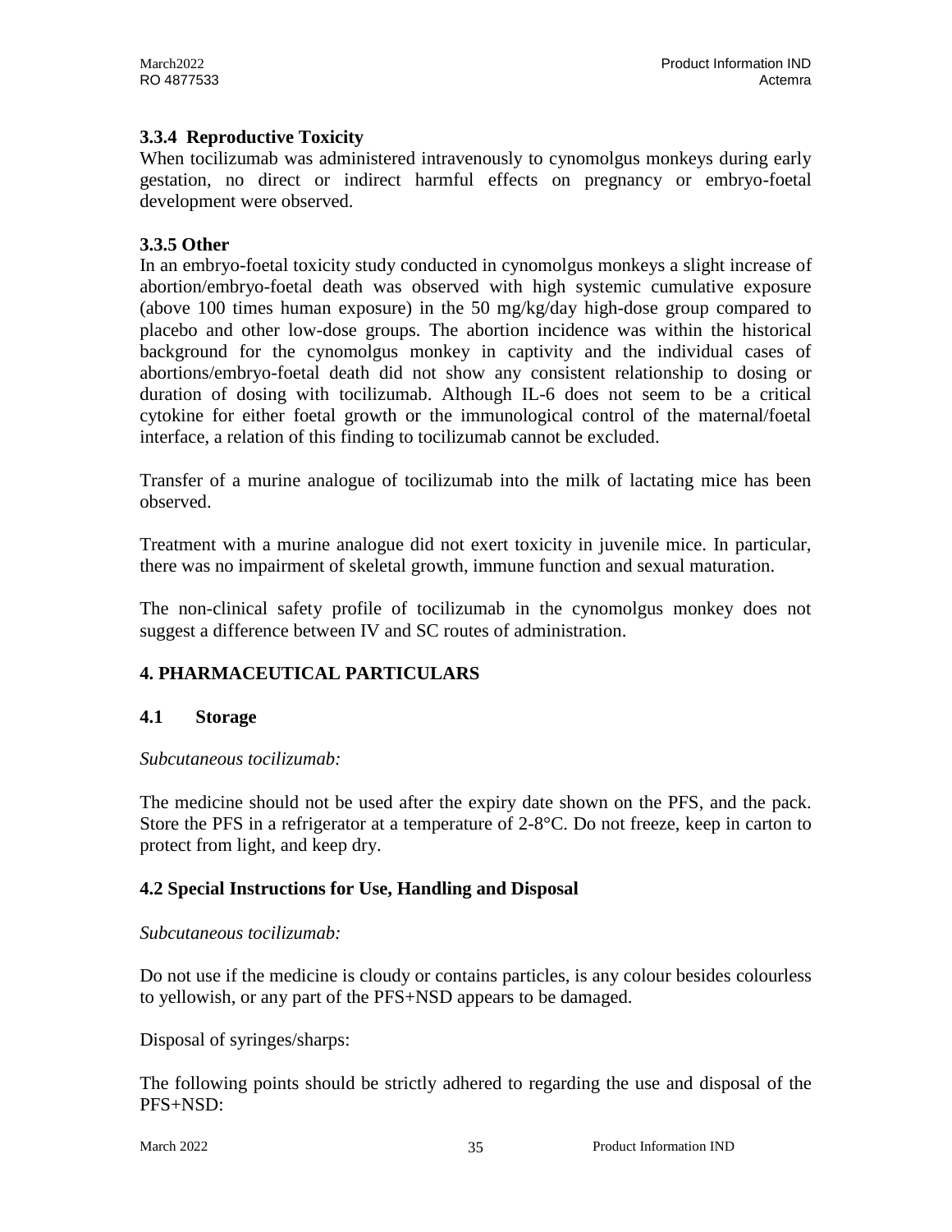### 3.3.4 Reproductive Toxicity

When tocilizumab was administered intravenously to cynomolgus monkeys during early gestation, no direct or indirect harmful effects on pregnancy or embryo-foetal development were observed.

### 3.3.5 Other

In an embryo-foetal toxicity study conducted in cynomolgus monkeys a slight increase of abortion/embryo-foetal death was observed with high systemic cumulative exposure (above 100 times human exposure) in the 50 mg/kg/day high-dose group compared to placebo and other low-dose groups. The abortion incidence was within the historical background for the cynomolgus monkey in captivity and the individual cases of abortions/embryo-foetal death did not show any consistent relationship to dosing or duration of dosing with tocilizumab. Although IL-6 does not seem to be a critical cytokine for either foetal growth or the immunological control of the maternal/foetal interface, a relation of this finding to tocilizumab cannot be excluded.

Transfer of a murine analogue of tocilizumab into the milk of lactating mice has been observed.

Treatment with a murine analogue did not exert toxicity in juvenile mice. In particular, there was no impairment of skeletal growth, immune function and sexual maturation.

The non-clinical safety profile of tocilizumab in the cynomolgus monkey does not suggest a difference between IV and SC routes of administration.

## 4. PHARMACEUTICAL PARTICULARS

### 4.1 Storage

*Subcutaneous tocilizumab:*

The medicine should not be used after the expiry date shown on the PFS, and the pack. Store the PFS in a refrigerator at a temperature of 2-8°C. Do not freeze, keep in carton to protect from light, and keep dry.

### 4.2 Special Instructions for Use, Handling and Disposal

*Subcutaneous tocilizumab:*

Do not use if the medicine is cloudy or contains particles, is any colour besides colourless to yellowish, or any part of the PFS+NSD appears to be damaged.

Disposal of syringes/sharps:

The following points should be strictly adhered to regarding the use and disposal of the PFS+NSD: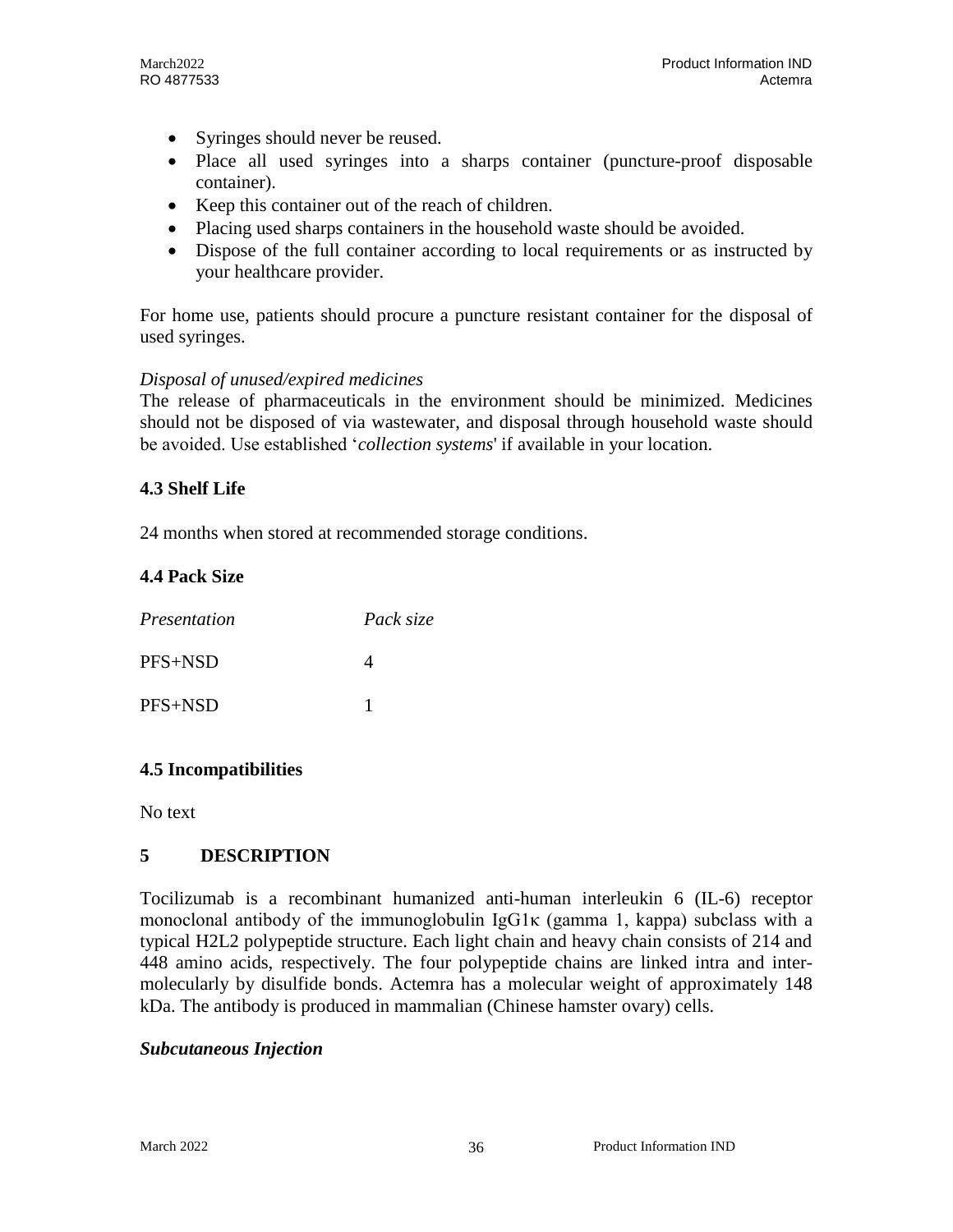- Syringes should never be reused.
- Place all used syringes into a sharps container (puncture-proof disposable container).
- Keep this container out of the reach of children.
- Placing used sharps containers in the household waste should be avoided.
- Dispose of the full container according to local requirements or as instructed by your healthcare provider.

For home use, patients should procure a puncture resistant container for the disposal of used syringes.

*Disposal of unused/expired medicines*

The release of pharmaceuticals in the environment should be minimized. Medicines should not be disposed of via wastewater, and disposal through household waste should be avoided. Use established '*collection systems*' if available in your location.

### 4.3 Shelf Life

24 months when stored at recommended storage conditions.

### 4.4 Pack Size

| *Presentation* | *Pack size* |
|---|---|
| PFS+NSD | 4 |
| PFS+NSD | 1 |

### 4.5 Incompatibilities

No text

## 5 DESCRIPTION

Tocilizumab is a recombinant humanized anti-human interleukin 6 (IL-6) receptor monoclonal antibody of the immunoglobulin IgG1κ (gamma 1, kappa) subclass with a typical H2L2 polypeptide structure. Each light chain and heavy chain consists of 214 and 448 amino acids, respectively. The four polypeptide chains are linked intra and inter-molecularly by disulfide bonds. Actemra has a molecular weight of approximately 148 kDa. The antibody is produced in mammalian (Chinese hamster ovary) cells.

***Subcutaneous Injection***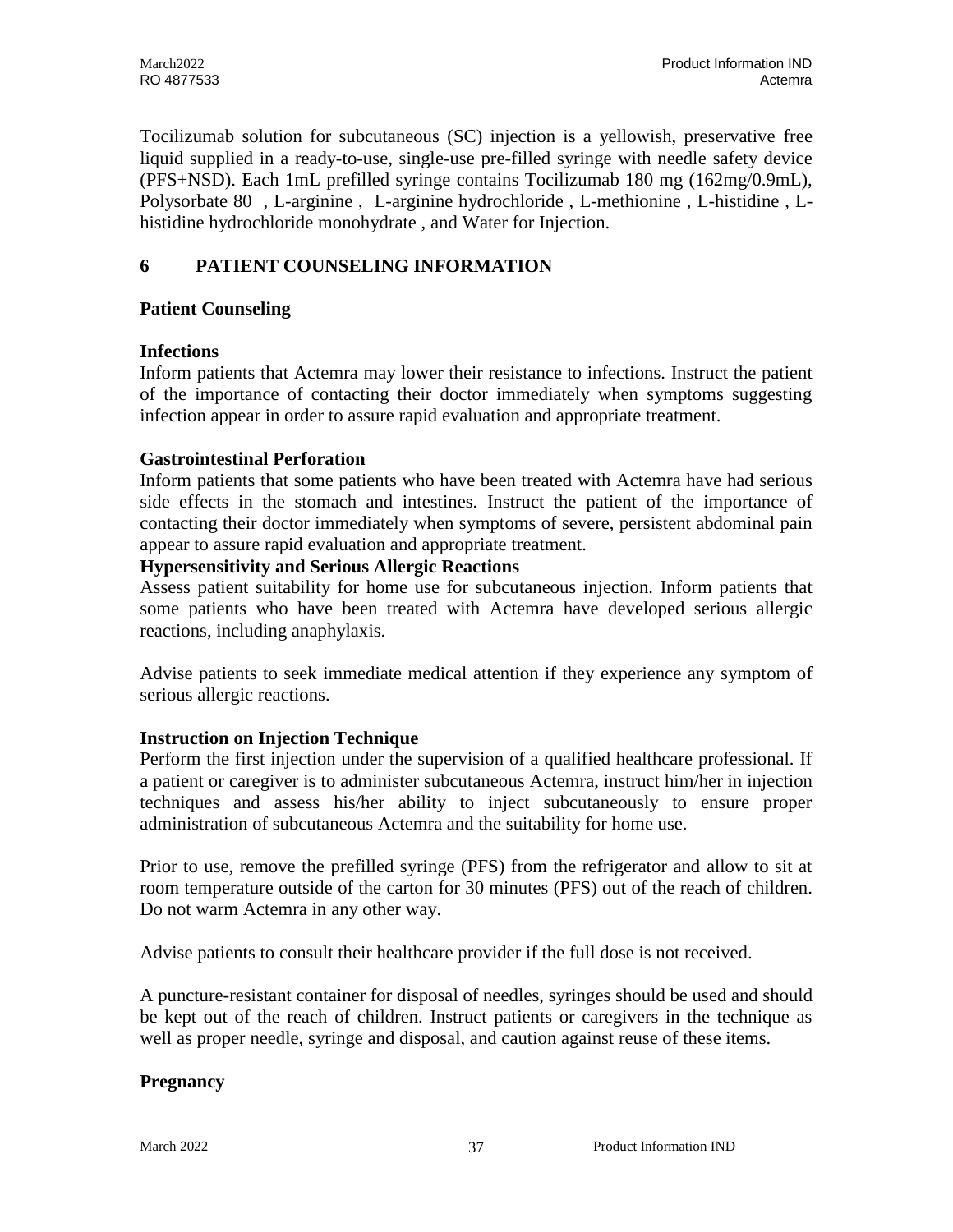Tocilizumab solution for subcutaneous (SC) injection is a yellowish, preservative free liquid supplied in a ready-to-use, single-use pre-filled syringe with needle safety device (PFS+NSD). Each 1mL prefilled syringe contains Tocilizumab 180 mg (162mg/0.9mL), Polysorbate 80 , L-arginine , L-arginine hydrochloride , L-methionine , L-histidine , L-histidine hydrochloride monohydrate , and Water for Injection.

## 6 PATIENT COUNSELING INFORMATION

### Patient Counseling

**Infections**

Inform patients that Actemra may lower their resistance to infections. Instruct the patient of the importance of contacting their doctor immediately when symptoms suggesting infection appear in order to assure rapid evaluation and appropriate treatment.

**Gastrointestinal Perforation**

Inform patients that some patients who have been treated with Actemra have had serious side effects in the stomach and intestines. Instruct the patient of the importance of contacting their doctor immediately when symptoms of severe, persistent abdominal pain appear to assure rapid evaluation and appropriate treatment.

**Hypersensitivity and Serious Allergic Reactions**

Assess patient suitability for home use for subcutaneous injection. Inform patients that some patients who have been treated with Actemra have developed serious allergic reactions, including anaphylaxis.

Advise patients to seek immediate medical attention if they experience any symptom of serious allergic reactions.

**Instruction on Injection Technique**

Perform the first injection under the supervision of a qualified healthcare professional. If a patient or caregiver is to administer subcutaneous Actemra, instruct him/her in injection techniques and assess his/her ability to inject subcutaneously to ensure proper administration of subcutaneous Actemra and the suitability for home use.

Prior to use, remove the prefilled syringe (PFS) from the refrigerator and allow to sit at room temperature outside of the carton for 30 minutes (PFS) out of the reach of children. Do not warm Actemra in any other way.

Advise patients to consult their healthcare provider if the full dose is not received.

A puncture-resistant container for disposal of needles, syringes should be used and should be kept out of the reach of children. Instruct patients or caregivers in the technique as well as proper needle, syringe and disposal, and caution against reuse of these items.

**Pregnancy**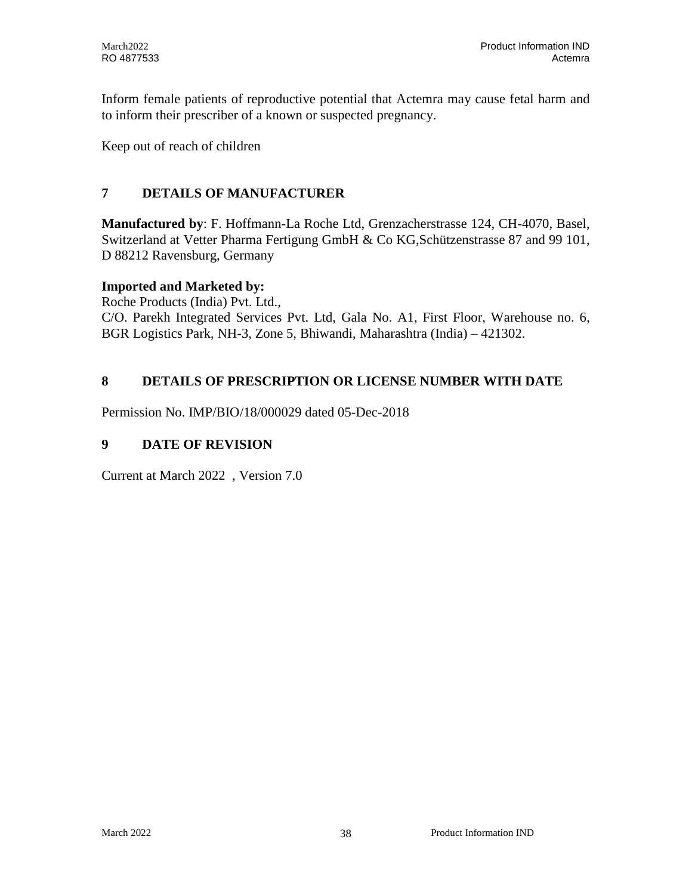Inform female patients of reproductive potential that Actemra may cause fetal harm and to inform their prescriber of a known or suspected pregnancy.

Keep out of reach of children

## 7 DETAILS OF MANUFACTURER

**Manufactured by**: F. Hoffmann-La Roche Ltd, Grenzacherstrasse 124, CH-4070, Basel, Switzerland at Vetter Pharma Fertigung GmbH & Co KG,Schützenstrasse 87 and 99 101, D 88212 Ravensburg, Germany

**Imported and Marketed by:**

Roche Products (India) Pvt. Ltd.,

C/O. Parekh Integrated Services Pvt. Ltd, Gala No. A1, First Floor, Warehouse no. 6, BGR Logistics Park, NH-3, Zone 5, Bhiwandi, Maharashtra (India) – 421302.

## 8 DETAILS OF PRESCRIPTION OR LICENSE NUMBER WITH DATE

Permission No. IMP/BIO/18/000029 dated 05-Dec-2018

## 9 DATE OF REVISION

Current at March 2022 , Version 7.0